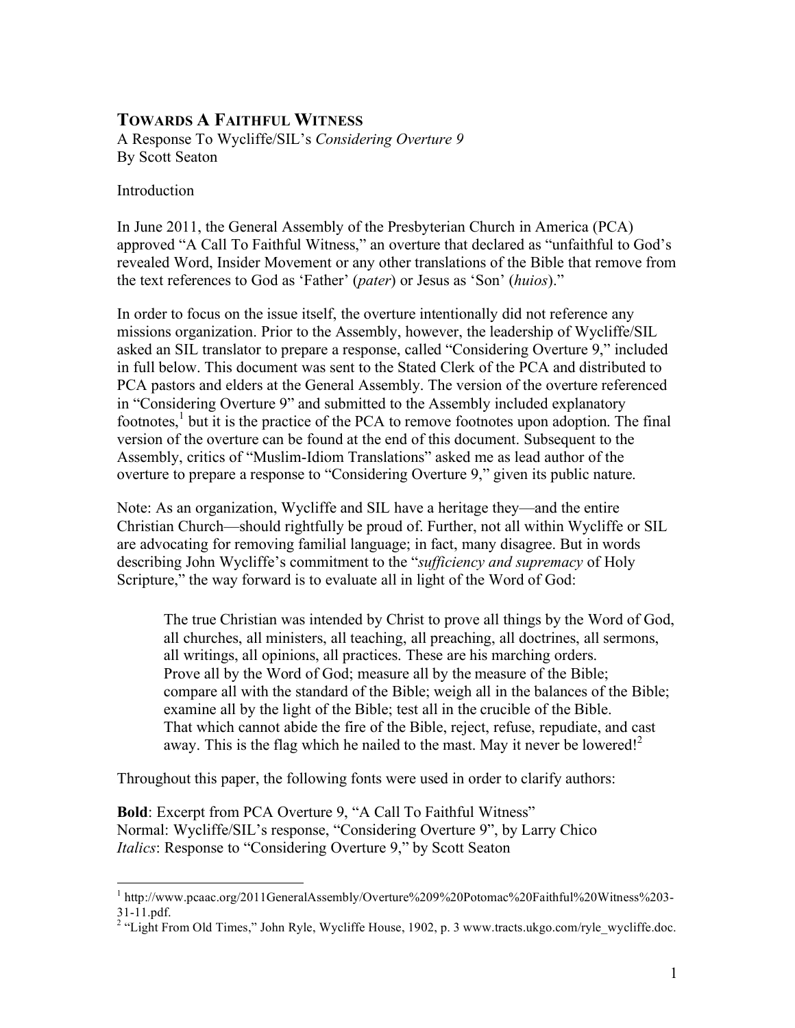# TOWARDS A FAITHFUL WITNESS

A Response To Wycliffe/SIL's *Considering Overture 9*
By Scott Seaton

Introduction

In June 2011, the General Assembly of the Presbyterian Church in America (PCA) approved "A Call To Faithful Witness," an overture that declared as "unfaithful to God's revealed Word, Insider Movement or any other translations of the Bible that remove from the text references to God as 'Father' (*pater*) or Jesus as 'Son' (*huios*)."

In order to focus on the issue itself, the overture intentionally did not reference any missions organization. Prior to the Assembly, however, the leadership of Wycliffe/SIL asked an SIL translator to prepare a response, called "Considering Overture 9," included distributed in full below. This document was sent to the Stated Clerk of the PCA and distributed to PCA pastors and elders at the General Assembly. The version of the overture referenced in "Considering Overture 9" and submitted to the Assembly included explanatory footnotes,[1] but it is the practice of the PCA to remove footnotes upon adoption. The final version of the overture can be found at the end of this document. Subsequent to the Assembly, critics of "Muslim-Idiom Translations" asked me as lead author of the overture to prepare a response to "Considering Overture 9," given its public nature.

Note: As an organization, Wycliffe and SIL have a heritage they—and the entire Christian Church—should rightfully be proud of. Further, not all within Wycliffe or SIL are advocating for removing familial language; in fact, many disagree. But in words describing John Wycliffe's commitment to the "*sufficiency and supremacy* of Holy Scripture," the way forward is to evaluate all in light of the Word of God:

> The true Christian was intended by Christ to prove all things by the Word of God, all churches, all ministers, all teaching, all preaching, all doctrines, all sermons, all writings, all opinions, all practices. These are his marching orders. Prove all by the Word of God; measure all by the measure of the Bible; compare all with the standard of the Bible; weigh all in the balances of the Bible; examine all by the light of the Bible; test all in the crucible of the Bible. That which cannot abide the fire of the Bible, reject, refuse, repudiate, and cast away. This is the flag which he nailed to the mast. May it never be lowered![2]

Throughout this paper, the following fonts were used in order to clarify authors:

**Bold**: Excerpt from PCA Overture 9, "A Call To Faithful Witness"
Normal: Wycliffe/SIL's response, "Considering Overture 9", by Larry Chico
*Italics*: Response to "Considering Overture 9," by Scott Seaton

---

[1] http://www.pcaac.org/2011GeneralAssembly/Overture%209%20Potomac%20Faithful%20Witness%203-31-11.pdf.

[2] "Light From Old Times," John Ryle, Wycliffe House, 1902, p. 3 www.tracts.ukgo.com/ryle_wycliffe.doc.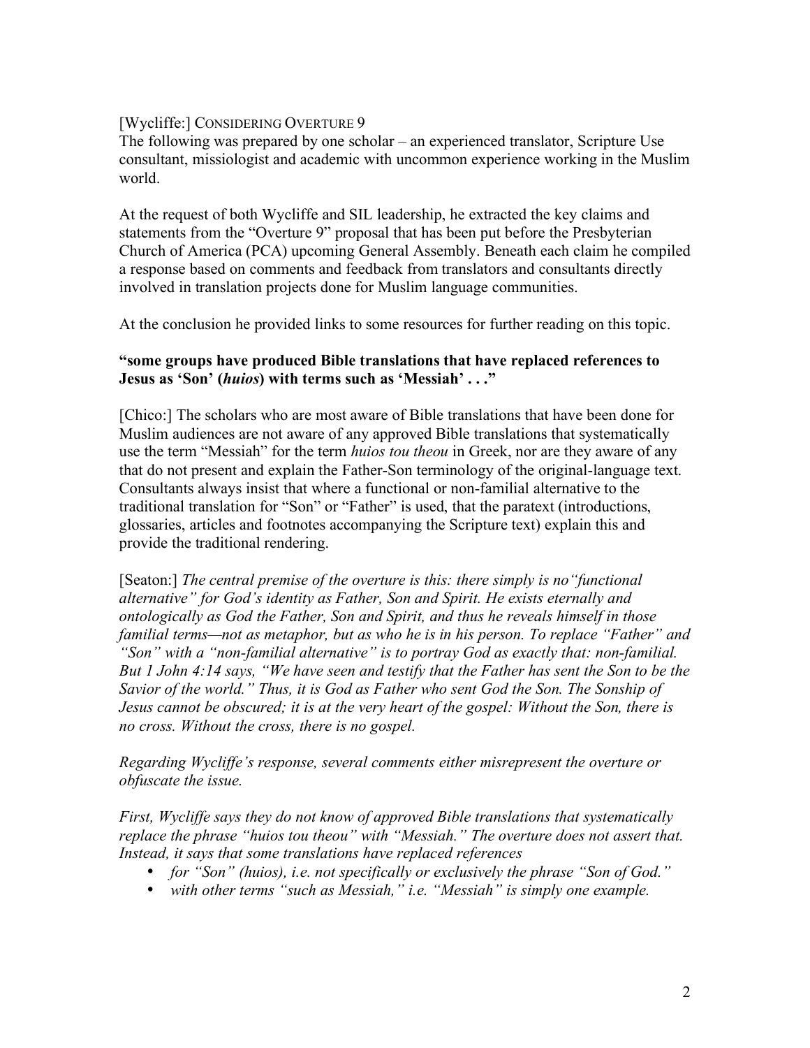[Wycliffe:] CONSIDERING OVERTURE 9

The following was prepared by one scholar – an experienced translator, Scripture Use consultant, missiologist and academic with uncommon experience working in the Muslim world.

At the request of both Wycliffe and SIL leadership, he extracted the key claims and statements from the "Overture 9" proposal that has been put before the Presbyterian Church of America (PCA) upcoming General Assembly. Beneath each claim he compiled a response based on comments and feedback from translators and consultants directly involved in translation projects done for Muslim language communities.

At the conclusion he provided links to some resources for further reading on this topic.

**"some groups have produced Bible translations that have replaced references to Jesus as 'Son' (*huios*) with terms such as 'Messiah' . . ."**

[Chico:] The scholars who are most aware of Bible translations that have been done for Muslim audiences are not aware of any approved Bible translations that systematically use the term "Messiah" for the term *huios tou theou* in Greek, nor are they aware of any that do not present and explain the Father-Son terminology of the original-language text. Consultants always insist that where a functional or non-familial alternative to the traditional translation for "Son" or "Father" is used, that the paratext (introductions, glossaries, articles and footnotes accompanying the Scripture text) explain this and provide the traditional rendering.

[Seaton:] *The central premise of the overture is this: there simply is no "functional alternative" for God's identity as Father, Son and Spirit. He exists eternally and ontologically as God the Father, Son and Spirit, and thus he reveals himself in those familial terms—not as metaphor, but as who he is in his person. To replace "Father" and "Son" with a "non-familial alternative" is to portray God as exactly that: non-familial. But 1 John 4:14 says, "We have seen and testify that the Father has sent the Son to be the Savior of the world." Thus, it is God as Father who sent God the Son. The Sonship of Jesus cannot be obscured; it is at the very heart of the gospel: Without the Son, there is no cross. Without the cross, there is no gospel.*

*Regarding Wycliffe's response, several comments either misrepresent the overture or obfuscate the issue.*

*First, Wycliffe says they do not know of approved Bible translations that systematically replace the phrase "huios tou theou" with "Messiah." The overture does not assert that. Instead, it says that some translations have replaced references*

- *for "Son" (huios), i.e. not specifically or exclusively the phrase "Son of God."*
- *with other terms "such as Messiah," i.e. "Messiah" is simply one example.*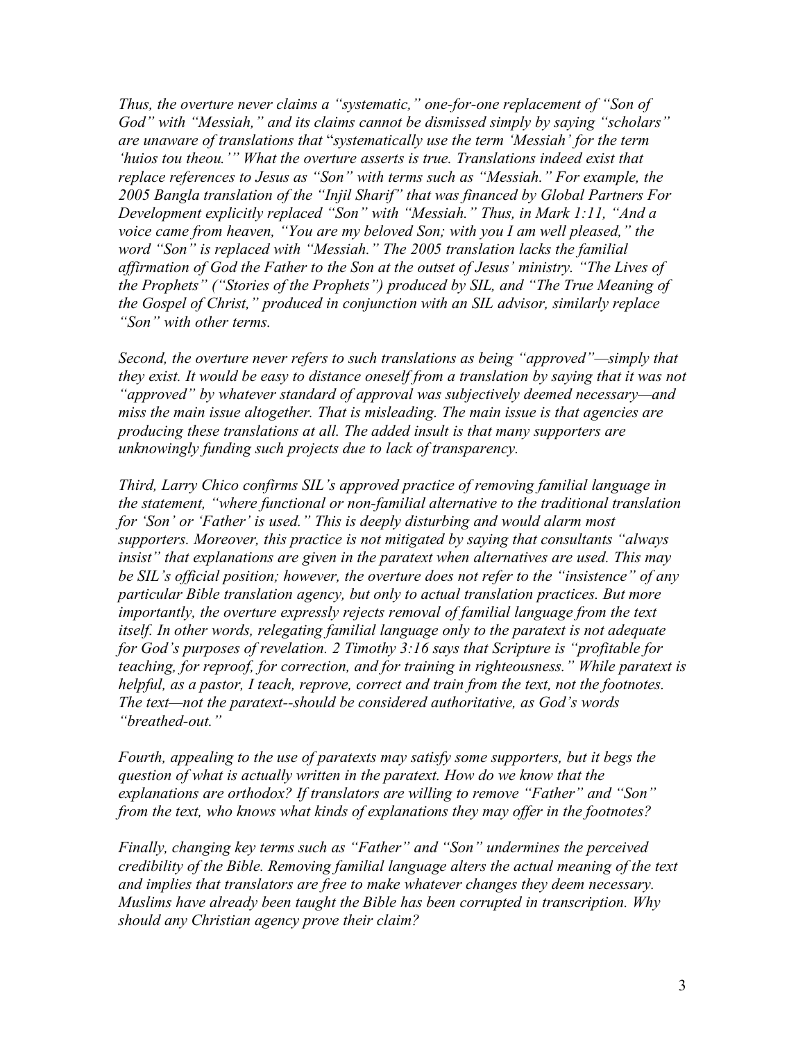*Thus, the overture never claims a "systematic," one-for-one replacement of "Son of God" with "Messiah," and its claims cannot be dismissed simply by saying "scholars" are unaware of translations that* "*systematically use the term 'Messiah' for the term 'huios tou theou.'" What the overture asserts is true. Translations indeed exist that replace references to Jesus as "Son" with terms such as "Messiah." For example, the 2005 Bangla translation of the "Injil Sharif" that was financed by Global Partners For Development explicitly replaced "Son" with "Messiah." Thus, in Mark 1:11, "And a voice came from heaven, "You are my beloved Son; with you I am well pleased," the word "Son" is replaced with "Messiah." The 2005 translation lacks the familial affirmation of God the Father to the Son at the outset of Jesus' ministry. "The Lives of the Prophets" ("Stories of the Prophets") produced by SIL, and "The True Meaning of the Gospel of Christ," produced in conjunction with an SIL advisor, similarly replace "Son" with other terms.*

*Second, the overture never refers to such translations as being "approved"—simply that they exist. It would be easy to distance oneself from a translation by saying that it was not "approved" by whatever standard of approval was subjectively deemed necessary—and miss the main issue altogether. That is misleading. The main issue is that agencies are producing these translations at all. The added insult is that many supporters are unknowingly funding such projects due to lack of transparency.*

*Third, Larry Chico confirms SIL's approved practice of removing familial language in the statement, "where functional or non-familial alternative to the traditional translation for 'Son' or 'Father' is used." This is deeply disturbing and would alarm most supporters. Moreover, this practice is not mitigated by saying that consultants "always insist" that explanations are given in the paratext when alternatives are used. This may be SIL's official position; however, the overture does not refer to the "insistence" of any particular Bible translation agency, but only to actual translation practices. But more importantly, the overture expressly rejects removal of familial language from the text itself. In other words, relegating familial language only to the paratext is not adequate for God's purposes of revelation. 2 Timothy 3:16 says that Scripture is "profitable for teaching, for reproof, for correction, and for training in righteousness." While paratext is helpful, as a pastor, I teach, reprove, correct and train from the text, not the footnotes. The text—not the paratext--should be considered authoritative, as God's words "breathed-out."*

*Fourth, appealing to the use of paratexts may satisfy some supporters, but it begs the question of what is actually written in the paratext. How do we know that the explanations are orthodox? If translators are willing to remove "Father" and "Son" from the text, who knows what kinds of explanations they may offer in the footnotes?*

*Finally, changing key terms such as "Father" and "Son" undermines the perceived credibility of the Bible. Removing familial language alters the actual meaning of the text and implies that translators are free to make whatever changes they deem necessary. Muslims have already been taught the Bible has been corrupted in transcription. Why should any Christian agency prove their claim?*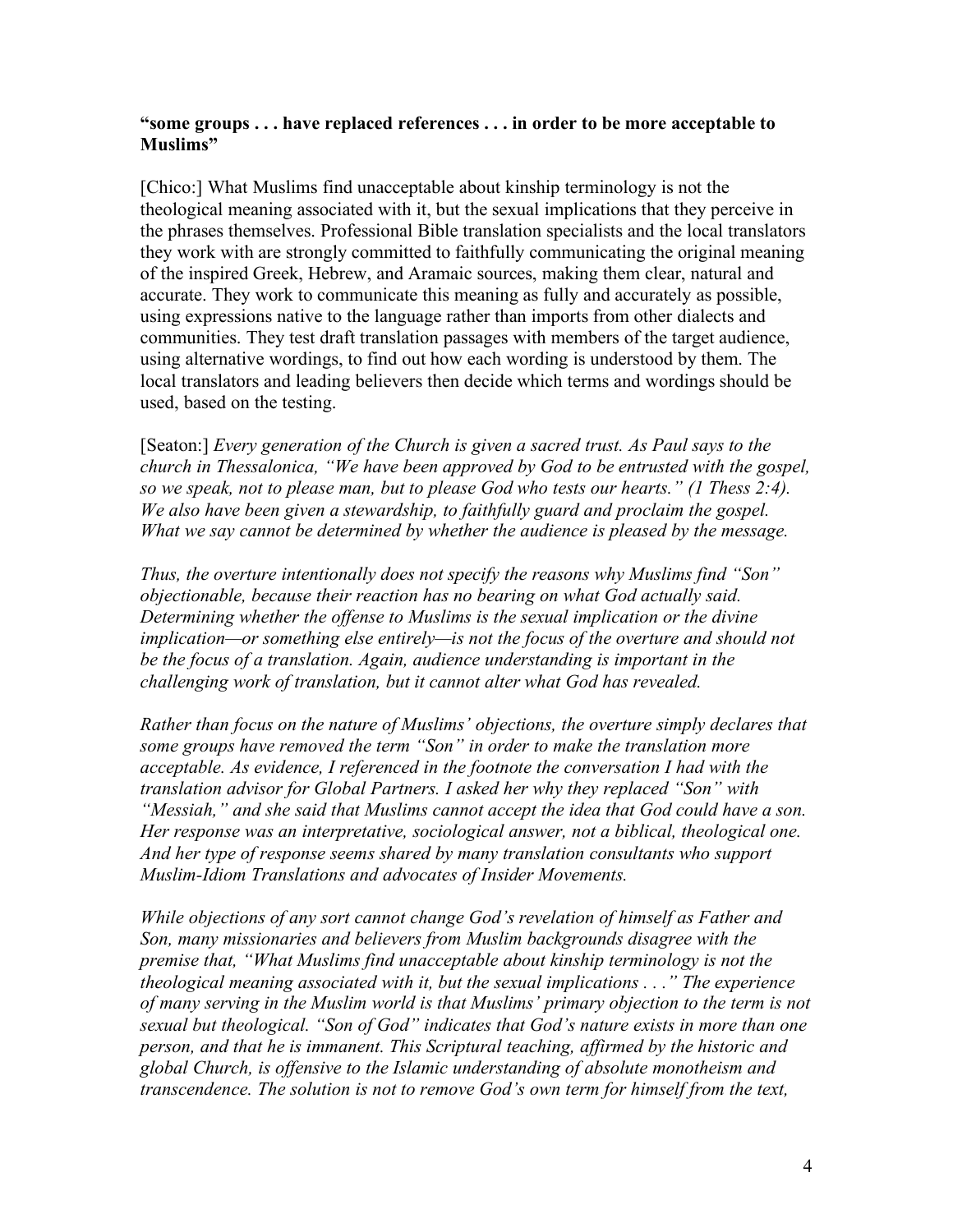**"some groups . . . have replaced references . . . in order to be more acceptable to Muslims"**

[Chico:] What Muslims find unacceptable about kinship terminology is not the theological meaning associated with it, but the sexual implications that they perceive in the phrases themselves. Professional Bible translation specialists and the local translators they work with are strongly committed to faithfully communicating the original meaning of the inspired Greek, Hebrew, and Aramaic sources, making them clear, natural and accurate. They work to communicate this meaning as fully and accurately as possible, using expressions native to the language rather than imports from other dialects and communities. They test draft translation passages with members of the target audience, using alternative wordings, to find out how each wording is understood by them. The local translators and leading believers then decide which terms and wordings should be used, based on the testing.

[Seaton:] *Every generation of the Church is given a sacred trust. As Paul says to the church in Thessalonica, "We have been approved by God to be entrusted with the gospel, so we speak, not to please man, but to please God who tests our hearts." (1 Thess 2:4). We also have been given a stewardship, to faithfully guard and proclaim the gospel. What we say cannot be determined by whether the audience is pleased by the message.*

*Thus, the overture intentionally does not specify the reasons why Muslims find "Son" objectionable, because their reaction has no bearing on what God actually said. Determining whether the offense to Muslims is the sexual implication or the divine implication—or something else entirely—is not the focus of the overture and should not be the focus of a translation. Again, audience understanding is important in the challenging work of translation, but it cannot alter what God has revealed.*

*Rather than focus on the nature of Muslims' objections, the overture simply declares that some groups have removed the term "Son" in order to make the translation more acceptable. As evidence, I referenced in the footnote the conversation I had with the translation advisor for Global Partners. I asked her why they replaced "Son" with "Messiah," and she said that Muslims cannot accept the idea that God could have a son. Her response was an interpretative, sociological answer, not a biblical, theological one. And her type of response seems shared by many translation consultants who support Muslim-Idiom Translations and advocates of Insider Movements.*

*While objections of any sort cannot change God's revelation of himself as Father and Son, many missionaries and believers from Muslim backgrounds disagree with the premise that, "What Muslims find unacceptable about kinship terminology is not the theological meaning associated with it, but the sexual implications . . ." The experience of many serving in the Muslim world is that Muslims' primary objection to the term is not sexual but theological. "Son of God" indicates that God's nature exists in more than one person, and that he is immanent. This Scriptural teaching, affirmed by the historic and global Church, is offensive to the Islamic understanding of absolute monotheism and transcendence. The solution is not to remove God's own term for himself from the text,*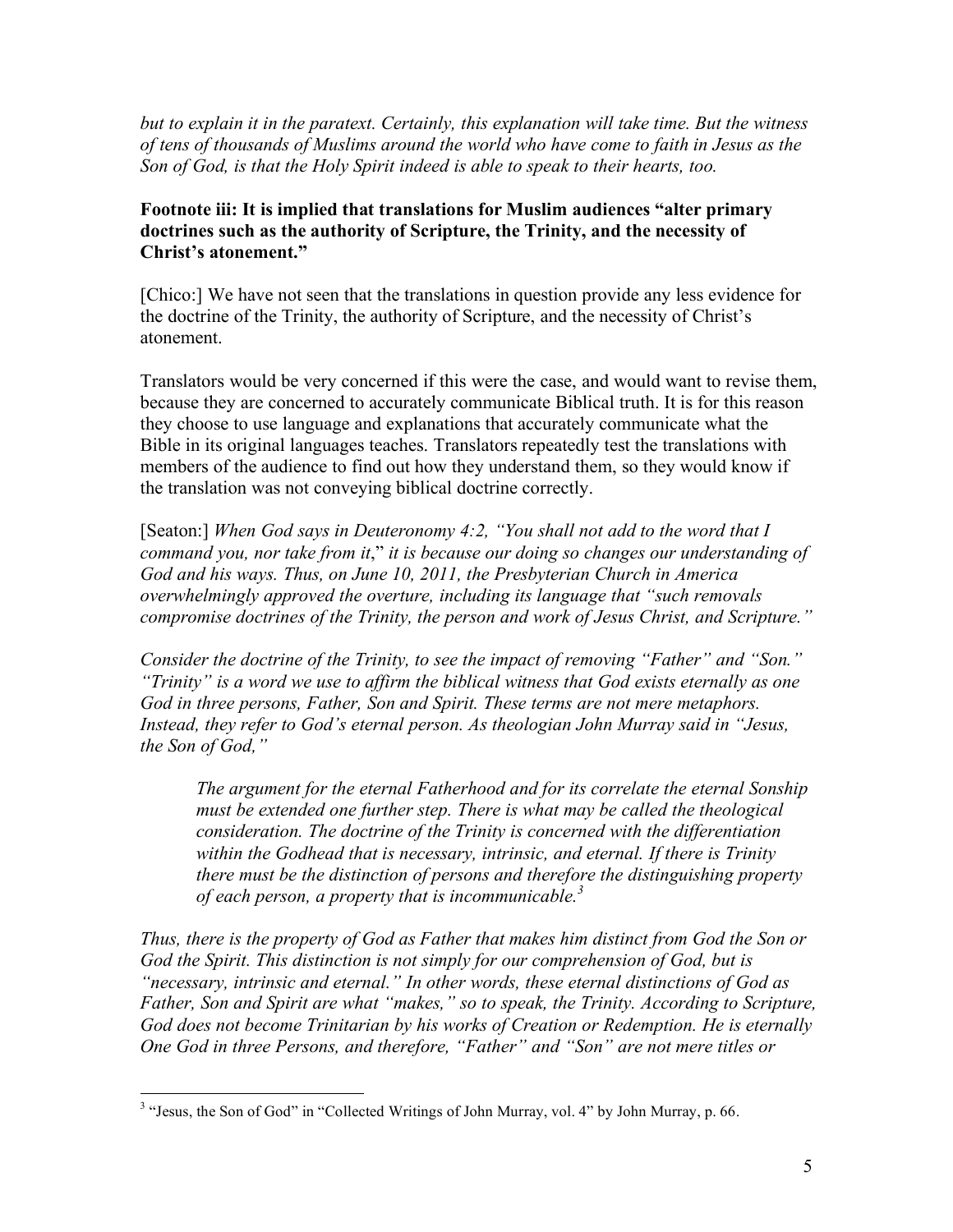*but to explain it in the paratext. Certainly, this explanation will take time. But the witness of tens of thousands of Muslims around the world who have come to faith in Jesus as the Son of God, is that the Holy Spirit indeed is able to speak to their hearts, too.*

**Footnote iii: It is implied that translations for Muslim audiences "alter primary doctrines such as the authority of Scripture, the Trinity, and the necessity of Christ's atonement."**

[Chico:] We have not seen that the translations in question provide any less evidence for the doctrine of the Trinity, the authority of Scripture, and the necessity of Christ's atonement.

Translators would be very concerned if this were the case, and would want to revise them, because they are concerned to accurately communicate Biblical truth. It is for this reason they choose to use language and explanations that accurately communicate what the Bible in its original languages teaches. Translators repeatedly test the translations with members of the audience to find out how they understand them, so they would know if the translation was not conveying biblical doctrine correctly.

[Seaton:] *When God says in Deuteronomy 4:2, "You shall not add to the word that I command you, nor take from it," it is because our doing so changes our understanding of God and his ways. Thus, on June 10, 2011, the Presbyterian Church in America overwhelmingly approved the overture, including its language that "such removals compromise doctrines of the Trinity, the person and work of Jesus Christ, and Scripture."*

*Consider the doctrine of the Trinity, to see the impact of removing "Father" and "Son." "Trinity" is a word we use to affirm the biblical witness that God exists eternally as one God in three persons, Father, Son and Spirit. These terms are not mere metaphors. Instead, they refer to God's eternal person. As theologian John Murray said in "Jesus, the Son of God,"*

> *The argument for the eternal Fatherhood and for its correlate the eternal Sonship must be extended one further step. There is what may be called the theological consideration. The doctrine of the Trinity is concerned with the differentiation within the Godhead that is necessary, intrinsic, and eternal. If there is Trinity there must be the distinction of persons and therefore the distinguishing property of each person, a property that is incommunicable.*[3]

*Thus, there is the property of God as Father that makes him distinct from God the Son or God the Spirit. This distinction is not simply for our comprehension of God, but is "necessary, intrinsic and eternal." In other words, these eternal distinctions of God as Father, Son and Spirit are what "makes," so to speak, the Trinity. According to Scripture, God does not become Trinitarian by his works of Creation or Redemption. He is eternally One God in three Persons, and therefore, "Father" and "Son" are not mere titles or*

[3] "Jesus, the Son of God" in "Collected Writings of John Murray, vol. 4" by John Murray, p. 66.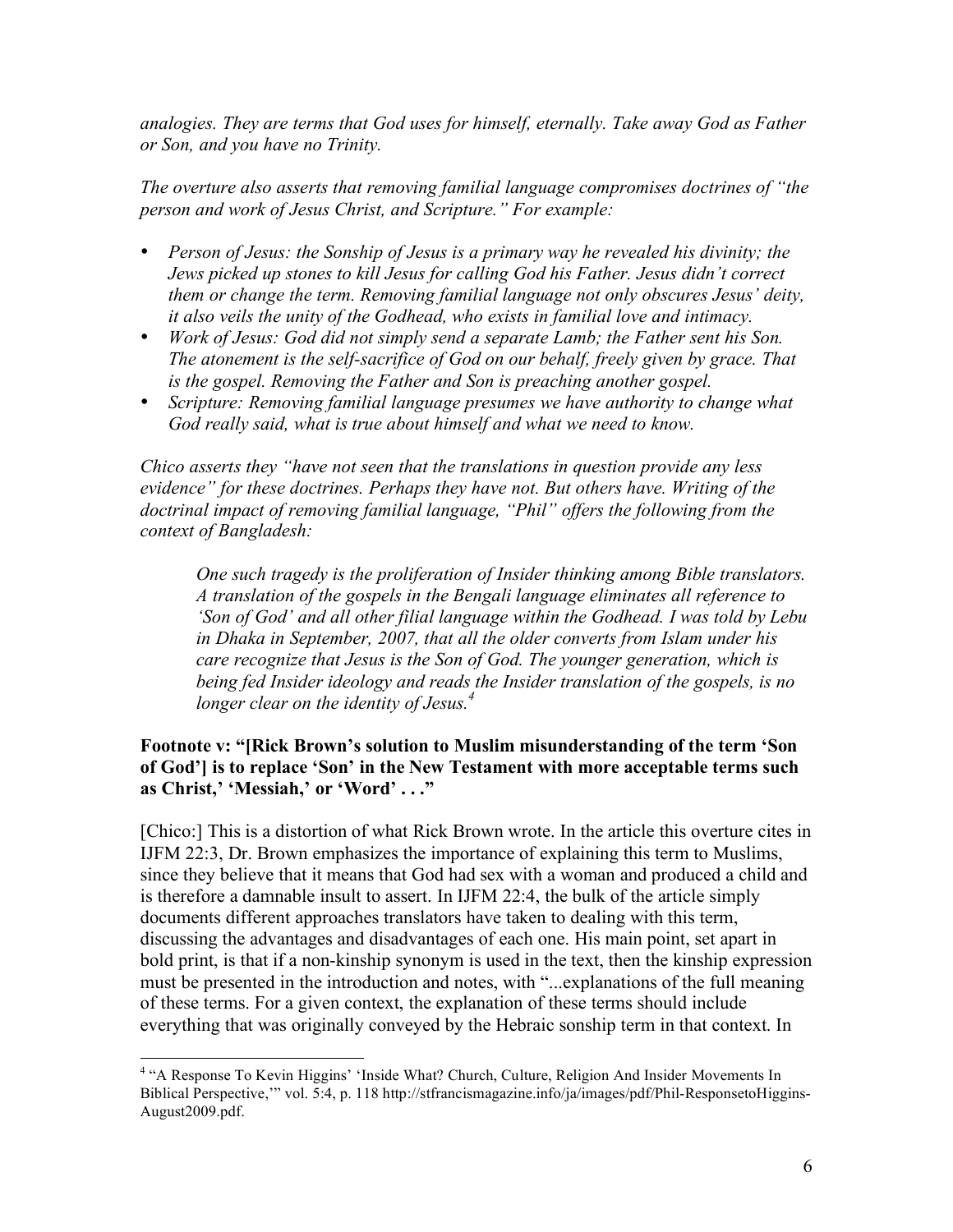*analogies. They are terms that God uses for himself, eternally. Take away God as Father or Son, and you have no Trinity.*

*The overture also asserts that removing familial language compromises doctrines of "the person and work of Jesus Christ, and Scripture." For example:*

- *Person of Jesus: the Sonship of Jesus is a primary way he revealed his divinity; the Jews picked up stones to kill Jesus for calling God his Father. Jesus didn't correct them or change the term. Removing familial language not only obscures Jesus' deity, it also veils the unity of the Godhead, who exists in familial love and intimacy.*
- *Work of Jesus: God did not simply send a separate Lamb; the Father sent his Son. The atonement is the self-sacrifice of God on our behalf, freely given by grace. That is the gospel. Removing the Father and Son is preaching another gospel.*
- *Scripture: Removing familial language presumes we have authority to change what God really said, what is true about himself and what we need to know.*

*Chico asserts they "have not seen that the translations in question provide any less evidence" for these doctrines. Perhaps they have not. But others have. Writing of the doctrinal impact of removing familial language, "Phil" offers the following from the context of Bangladesh:*

> *One such tragedy is the proliferation of Insider thinking among Bible translators. A translation of the gospels in the Bengali language eliminates all reference to 'Son of God' and all other filial language within the Godhead. I was told by Lebu in Dhaka in September, 2007, that all the older converts from Islam under his care recognize that Jesus is the Son of God. The younger generation, which is being fed Insider ideology and reads the Insider translation of the gospels, is no longer clear on the identity of Jesus.*[4]

**Footnote v: "[Rick Brown's solution to Muslim misunderstanding of the term 'Son of God'] is to replace 'Son' in the New Testament with more acceptable terms such as Christ,' 'Messiah,' or 'Word' . . ."**

[Chico:] This is a distortion of what Rick Brown wrote. In the article this overture cites in IJFM 22:3, Dr. Brown emphasizes the importance of explaining this term to Muslims, since they believe that it means that God had sex with a woman and produced a child and is therefore a damnable insult to assert. In IJFM 22:4, the bulk of the article simply documents different approaches translators have taken to dealing with this term, discussing the advantages and disadvantages of each one. His main point, set apart in bold print, is that if a non-kinship synonym is used in the text, then the kinship expression must be presented in the introduction and notes, with "...explanations of the full meaning of these terms. For a given context, the explanation of these terms should include everything that was originally conveyed by the Hebraic sonship term in that context. In

---

[4] "A Response To Kevin Higgins' 'Inside What? Church, Culture, Religion And Insider Movements In Biblical Perspective,'" vol. 5:4, p. 118 http://stfrancismagazine.info/ja/images/pdf/Phil-ResponsetoHiggins-August2009.pdf.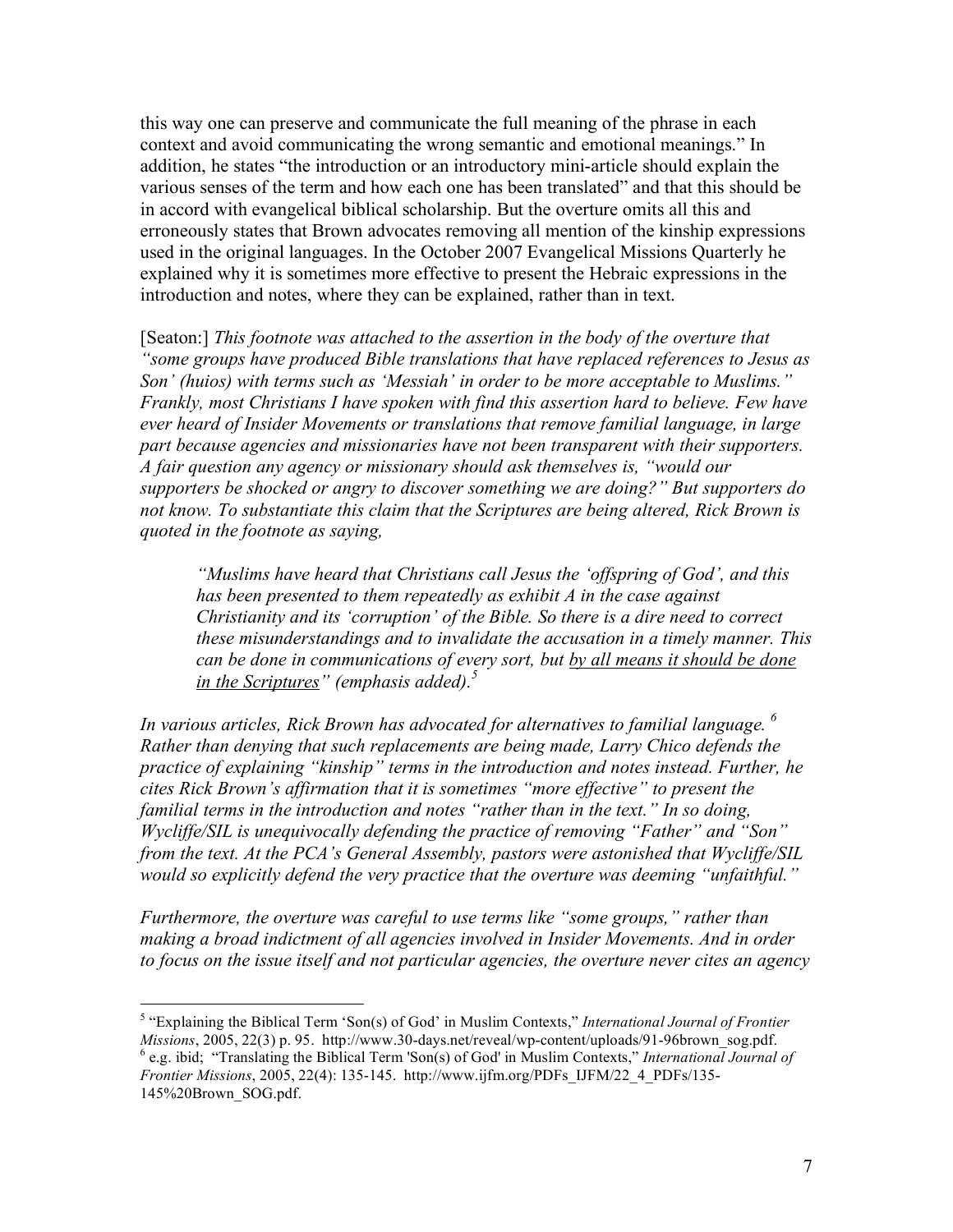this way one can preserve and communicate the full meaning of the phrase in each context and avoid communicating the wrong semantic and emotional meanings." In addition, he states "the introduction or an introductory mini-article should explain the various senses of the term and how each one has been translated" and that this should be in accord with evangelical biblical scholarship. But the overture omits all this and erroneously states that Brown advocates removing all mention of the kinship expressions used in the original languages. In the October 2007 Evangelical Missions Quarterly he explained why it is sometimes more effective to present the Hebraic expressions in the introduction and notes, where they can be explained, rather than in text.

[Seaton:] *This footnote was attached to the assertion in the body of the overture that "some groups have produced Bible translations that have replaced references to Jesus as Son' (huios) with terms such as 'Messiah' in order to be more acceptable to Muslims." Frankly, most Christians I have spoken with find this assertion hard to believe. Few have ever heard of Insider Movements or translations that remove familial language, in large part because agencies and missionaries have not been transparent with their supporters. A fair question any agency or missionary should ask themselves is, "would our supporters be shocked or angry to discover something we are doing?" But supporters do not know. To substantiate this claim that the Scriptures are being altered, Rick Brown is quoted in the footnote as saying,*

> *"Muslims have heard that Christians call Jesus the 'offspring of God', and this has been presented to them repeatedly as exhibit A in the case against Christianity and its 'corruption' of the Bible. So there is a dire need to correct these misunderstandings and to invalidate the accusation in a timely manner. This can be done in communications of every sort, but <u>by all means it should be done in the Scriptures</u>" (emphasis added).*[5]

*In various articles, Rick Brown has advocated for alternatives to familial language.*[6] *Rather than denying that such replacements are being made, Larry Chico defends the practice of explaining "kinship" terms in the introduction and notes instead. Further, he cites Rick Brown's affirmation that it is sometimes "more effective" to present the familial terms in the introduction and notes "rather than in the text." In so doing, Wycliffe/SIL is unequivocally defending the practice of removing "Father" and "Son" from the text. At the PCA's General Assembly, pastors were astonished that Wycliffe/SIL would so explicitly defend the very practice that the overture was deeming "unfaithful."*

*Furthermore, the overture was careful to use terms like "some groups," rather than making a broad indictment of all agencies involved in Insider Movements. And in order to focus on the issue itself and not particular agencies, the overture never cites an agency*

---

[5] "Explaining the Biblical Term 'Son(s) of God' in Muslim Contexts," *International Journal of Frontier Missions*, 2005, 22(3) p. 95. http://www.30-days.net/reveal/wp-content/uploads/91-96brown_sog.pdf.

[6] e.g. ibid; "Translating the Biblical Term 'Son(s) of God' in Muslim Contexts," *International Journal of Frontier Missions*, 2005, 22(4): 135-145. http://www.ijfm.org/PDFs_IJFM/22_4_PDFs/135-145%20Brown_SOG.pdf.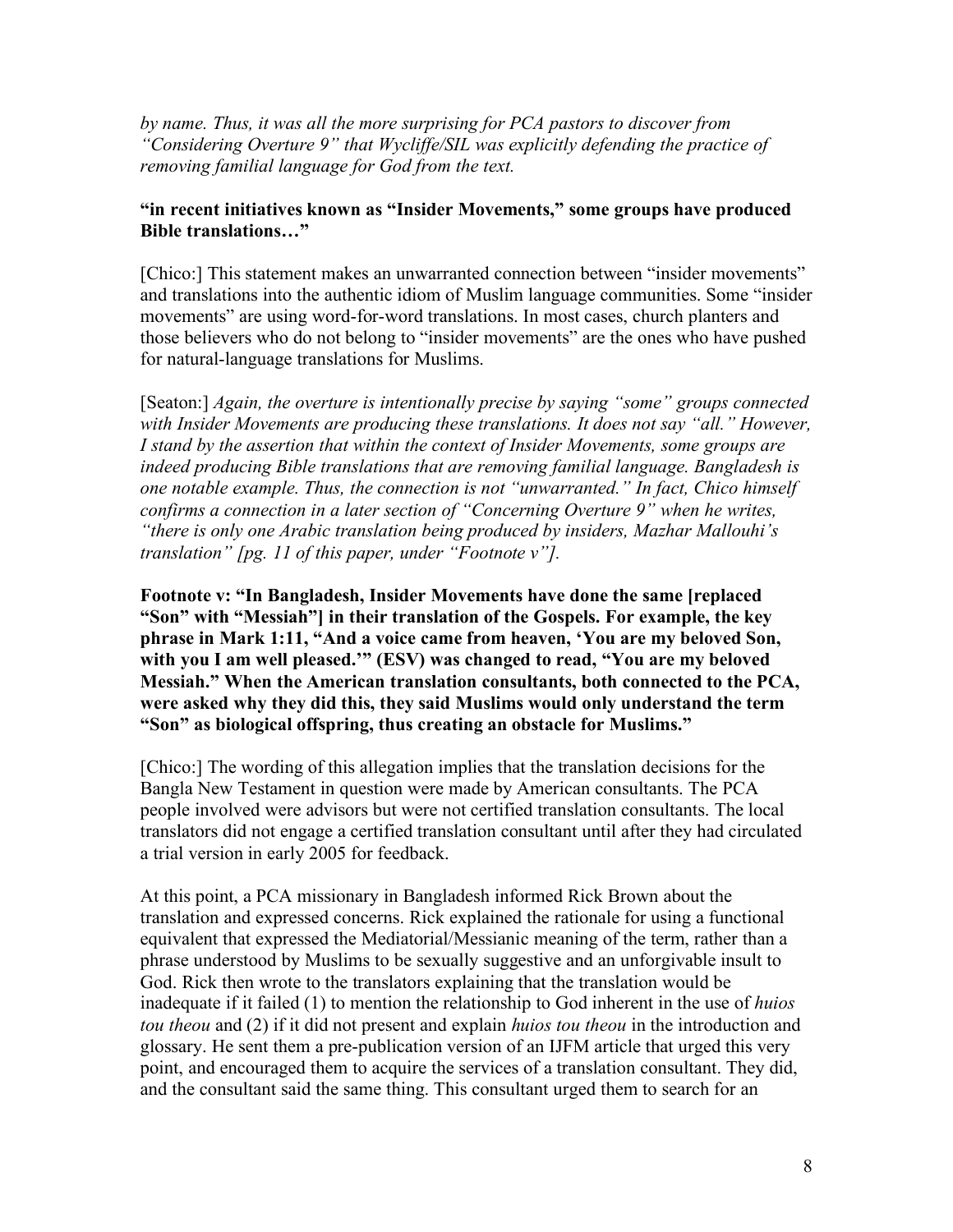*by name. Thus, it was all the more surprising for PCA pastors to discover from "Considering Overture 9" that Wycliffe/SIL was explicitly defending the practice of removing familial language for God from the text.*

**"in recent initiatives known as "Insider Movements," some groups have produced Bible translations…"**

[Chico:] This statement makes an unwarranted connection between "insider movements" and translations into the authentic idiom of Muslim language communities. Some "insider movements" are using word-for-word translations. In most cases, church planters and those believers who do not belong to "insider movements" are the ones who have pushed for natural-language translations for Muslims.

[Seaton:] *Again, the overture is intentionally precise by saying "some" groups connected with Insider Movements are producing these translations. It does not say "all." However, I stand by the assertion that within the context of Insider Movements, some groups are indeed producing Bible translations that are removing familial language. Bangladesh is one notable example. Thus, the connection is not "unwarranted." In fact, Chico himself confirms a connection in a later section of "Concerning Overture 9" when he writes, "there is only one Arabic translation being produced by insiders, Mazhar Mallouhi's translation" [pg. 11 of this paper, under "Footnote v"].*

**Footnote v: "In Bangladesh, Insider Movements have done the same [replaced "Son" with "Messiah"] in their translation of the Gospels. For example, the key phrase in Mark 1:11, "And a voice came from heaven, 'You are my beloved Son, with you I am well pleased.'" (ESV) was changed to read, "You are my beloved Messiah." When the American translation consultants, both connected to the PCA, were asked why they did this, they said Muslims would only understand the term "Son" as biological offspring, thus creating an obstacle for Muslims."**

[Chico:] The wording of this allegation implies that the translation decisions for the Bangla New Testament in question were made by American consultants. The PCA people involved were advisors but were not certified translation consultants. The local translators did not engage a certified translation consultant until after they had circulated a trial version in early 2005 for feedback.

At this point, a PCA missionary in Bangladesh informed Rick Brown about the translation and expressed concerns. Rick explained the rationale for using a functional equivalent that expressed the Mediatorial/Messianic meaning of the term, rather than a phrase understood by Muslims to be sexually suggestive and an unforgivable insult to God. Rick then wrote to the translators explaining that the translation would be inadequate if it failed (1) to mention the relationship to God inherent in the use of *huios tou theou* and (2) if it did not present and explain *huios tou theou* in the introduction and glossary. He sent them a pre-publication version of an IJFM article that urged this very point, and encouraged them to acquire the services of a translation consultant. They did, and the consultant said the same thing. This consultant urged them to search for an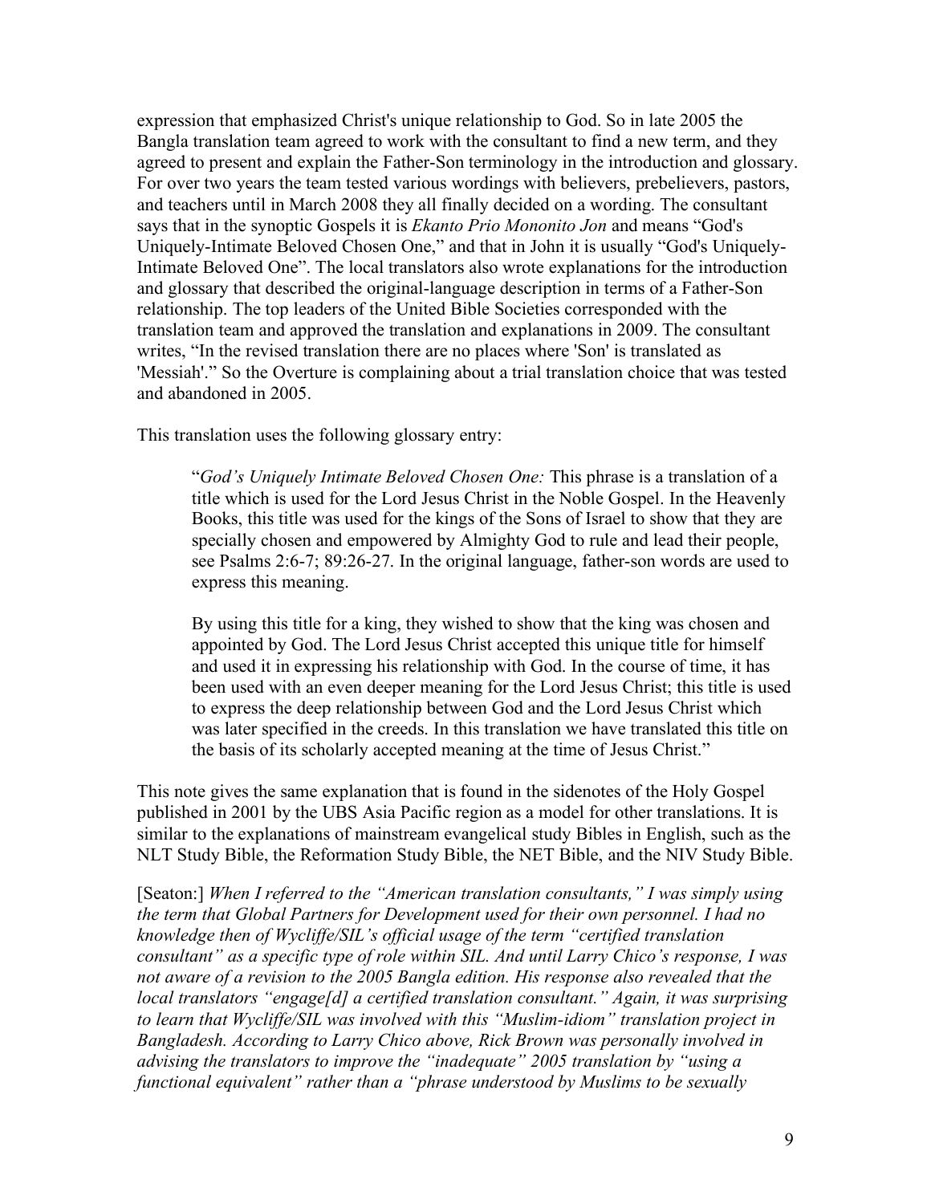expression that emphasized Christ's unique relationship to God. So in late 2005 the Bangla translation team agreed to work with the consultant to find a new term, and they agreed to present and explain the Father-Son terminology in the introduction and glossary. For over two years the team tested various wordings with believers, prebelievers, pastors, and teachers until in March 2008 they all finally decided on a wording. The consultant says that in the synoptic Gospels it is *Ekanto Prio Mononito Jon* and means "God's Uniquely-Intimate Beloved Chosen One," and that in John it is usually "God's Uniquely-Intimate Beloved One". The local translators also wrote explanations for the introduction and glossary that described the original-language description in terms of a Father-Son relationship. The top leaders of the United Bible Societies corresponded with the translation team and approved the translation and explanations in 2009. The consultant writes, "In the revised translation there are no places where 'Son' is translated as 'Messiah'." So the Overture is complaining about a trial translation choice that was tested and abandoned in 2005.

This translation uses the following glossary entry:

> "*God's Uniquely Intimate Beloved Chosen One:* This phrase is a translation of a title which is used for the Lord Jesus Christ in the Noble Gospel. In the Heavenly Books, this title was used for the kings of the Sons of Israel to show that they are specially chosen and empowered by Almighty God to rule and lead their people, see Psalms 2:6-7; 89:26-27. In the original language, father-son words are used to express this meaning.
>
> By using this title for a king, they wished to show that the king was chosen and appointed by God. The Lord Jesus Christ accepted this unique title for himself and used it in expressing his relationship with God. In the course of time, it has been used with an even deeper meaning for the Lord Jesus Christ; this title is used to express the deep relationship between God and the Lord Jesus Christ which was later specified in the creeds. In this translation we have translated this title on the basis of its scholarly accepted meaning at the time of Jesus Christ."

This note gives the same explanation that is found in the sidenotes of the Holy Gospel published in 2001 by the UBS Asia Pacific region as a model for other translations. It is similar to the explanations of mainstream evangelical study Bibles in English, such as the NLT Study Bible, the Reformation Study Bible, the NET Bible, and the NIV Study Bible.

[Seaton:] *When I referred to the "American translation consultants," I was simply using the term that Global Partners for Development used for their own personnel. I had no knowledge then of Wycliffe/SIL's official usage of the term "certified translation consultant" as a specific type of role within SIL. And until Larry Chico's response, I was not aware of a revision to the 2005 Bangla edition. His response also revealed that the local translators "engage[d] a certified translation consultant." Again, it was surprising to learn that Wycliffe/SIL was involved with this "Muslim-idiom" translation project in Bangladesh. According to Larry Chico above, Rick Brown was personally involved in advising the translators to improve the "inadequate" 2005 translation by "using a functional equivalent" rather than a "phrase understood by Muslims to be sexually*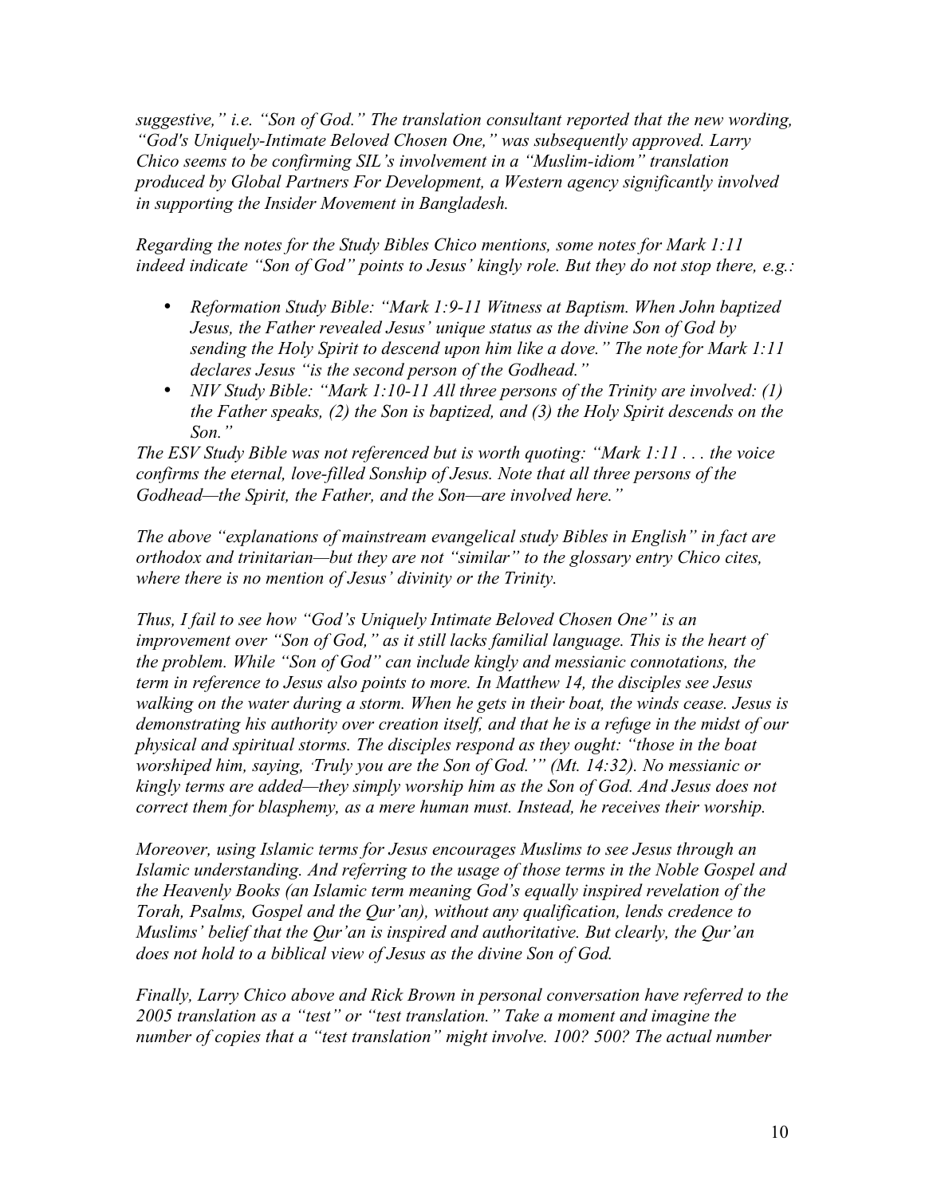*suggestive," i.e. "Son of God." The translation consultant reported that the new wording, "God's Uniquely-Intimate Beloved Chosen One," was subsequently approved. Larry Chico seems to be confirming SIL's involvement in a "Muslim-idiom" translation produced by Global Partners For Development, a Western agency significantly involved in supporting the Insider Movement in Bangladesh.*

*Regarding the notes for the Study Bibles Chico mentions, some notes for Mark 1:11 indeed indicate "Son of God" points to Jesus' kingly role. But they do not stop there, e.g.:*

- *Reformation Study Bible: "Mark 1:9-11 Witness at Baptism. When John baptized Jesus, the Father revealed Jesus' unique status as the divine Son of God by sending the Holy Spirit to descend upon him like a dove." The note for Mark 1:11 declares Jesus "is the second person of the Godhead."*
- *NIV Study Bible: "Mark 1:10-11 All three persons of the Trinity are involved: (1) the Father speaks, (2) the Son is baptized, and (3) the Holy Spirit descends on the Son."*

*The ESV Study Bible was not referenced but is worth quoting: "Mark 1:11 . . . the voice confirms the eternal, love-filled Sonship of Jesus. Note that all three persons of the Godhead—the Spirit, the Father, and the Son—are involved here."*

*The above "explanations of mainstream evangelical study Bibles in English" in fact are orthodox and trinitarian—but they are not "similar" to the glossary entry Chico cites, where there is no mention of Jesus' divinity or the Trinity.*

*Thus, I fail to see how "God's Uniquely Intimate Beloved Chosen One" is an improvement over "Son of God," as it still lacks familial language. This is the heart of the problem. While "Son of God" can include kingly and messianic connotations, the term in reference to Jesus also points to more. In Matthew 14, the disciples see Jesus walking on the water during a storm. When he gets in their boat, the winds cease. Jesus is demonstrating his authority over creation itself, and that he is a refuge in the midst of our physical and spiritual storms. The disciples respond as they ought: "those in the boat worshiped him, saying, 'Truly you are the Son of God.'" (Mt. 14:32). No messianic or kingly terms are added—they simply worship him as the Son of God. And Jesus does not correct them for blasphemy, as a mere human must. Instead, he receives their worship.*

*Moreover, using Islamic terms for Jesus encourages Muslims to see Jesus through an Islamic understanding. And referring to the usage of those terms in the Noble Gospel and the Heavenly Books (an Islamic term meaning God's equally inspired revelation of the Torah, Psalms, Gospel and the Qur'an), without any qualification, lends credence to Muslims' belief that the Qur'an is inspired and authoritative. But clearly, the Qur'an does not hold to a biblical view of Jesus as the divine Son of God.*

*Finally, Larry Chico above and Rick Brown in personal conversation have referred to the 2005 translation as a "test" or "test translation." Take a moment and imagine the number of copies that a "test translation" might involve. 100? 500? The actual number*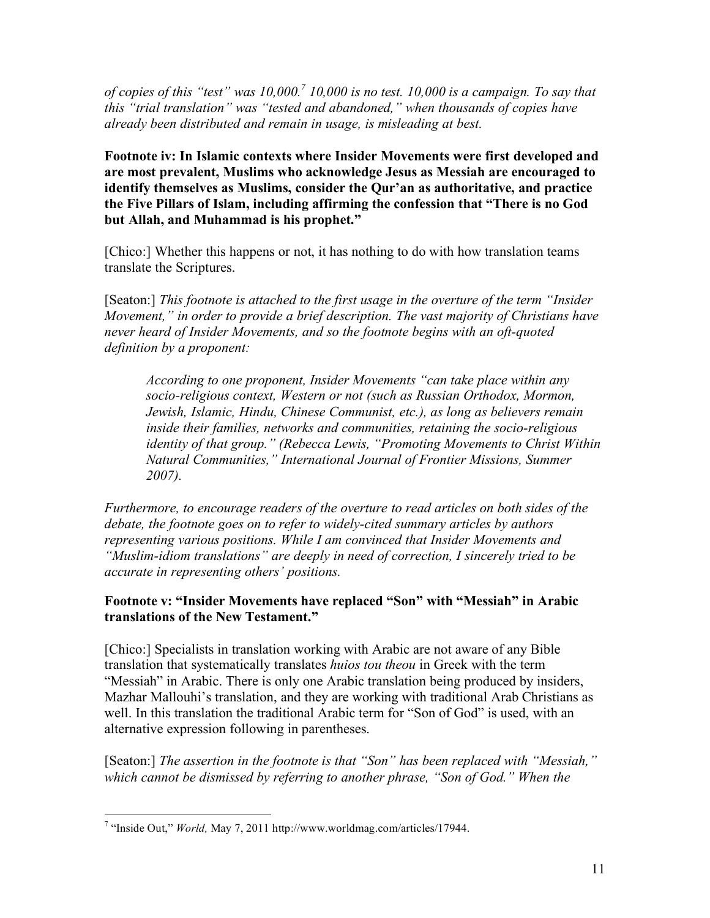*of copies of this "test" was 10,000.*[7] *10,000 is no test. 10,000 is a campaign. To say that this "trial translation" was "tested and abandoned," when thousands of copies have already been distributed and remain in usage, is misleading at best.*

**Footnote iv: In Islamic contexts where Insider Movements were first developed and are most prevalent, Muslims who acknowledge Jesus as Messiah are encouraged to identify themselves as Muslims, consider the Qur'an as authoritative, and practice the Five Pillars of Islam, including affirming the confession that "There is no God but Allah, and Muhammad is his prophet."**

[Chico:] Whether this happens or not, it has nothing to do with how translation teams translate the Scriptures.

[Seaton:] *This footnote is attached to the first usage in the overture of the term "Insider Movement," in order to provide a brief description. The vast majority of Christians have never heard of Insider Movements, and so the footnote begins with an oft-quoted definition by a proponent:*

> *According to one proponent, Insider Movements "can take place within any socio-religious context, Western or not (such as Russian Orthodox, Mormon, Jewish, Islamic, Hindu, Chinese Communist, etc.), as long as believers remain inside their families, networks and communities, retaining the socio-religious identity of that group." (Rebecca Lewis, "Promoting Movements to Christ Within Natural Communities," International Journal of Frontier Missions, Summer 2007).*

*Furthermore, to encourage readers of the overture to read articles on both sides of the debate, the footnote goes on to refer to widely-cited summary articles by authors representing various positions. While I am convinced that Insider Movements and "Muslim-idiom translations" are deeply in need of correction, I sincerely tried to be accurate in representing others' positions.*

**Footnote v: "Insider Movements have replaced "Son" with "Messiah" in Arabic translations of the New Testament."**

[Chico:] Specialists in translation working with Arabic are not aware of any Bible translation that systematically translates *huios tou theou* in Greek with the term "Messiah" in Arabic. There is only one Arabic translation being produced by insiders, Mazhar Mallouhi's translation, and they are working with traditional Arab Christians as well. In this translation the traditional Arabic term for "Son of God" is used, with an alternative expression following in parentheses.

[Seaton:] *The assertion in the footnote is that "Son" has been replaced with "Messiah," which cannot be dismissed by referring to another phrase, "Son of God." When the*

---

[7] "Inside Out," *World,* May 7, 2011 http://www.worldmag.com/articles/17944.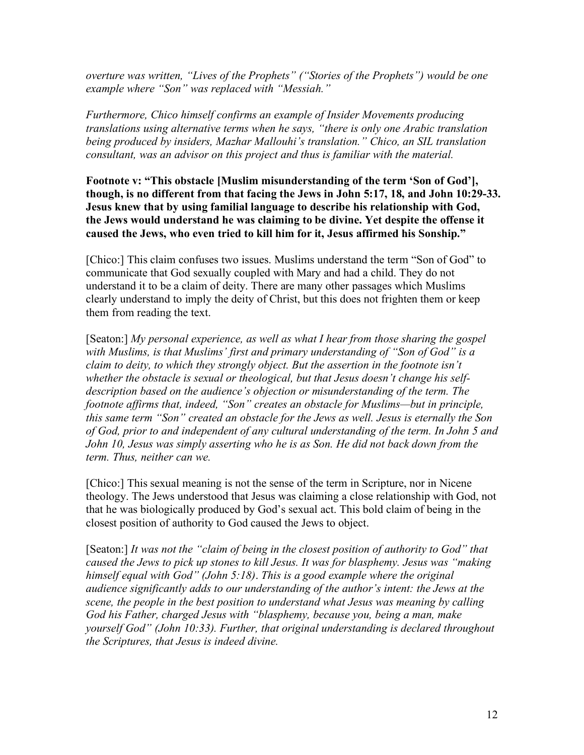*overture was written, "Lives of the Prophets" ("Stories of the Prophets") would be one example where "Son" was replaced with "Messiah."*

*Furthermore, Chico himself confirms an example of Insider Movements producing translations using alternative terms when he says, "there is only one Arabic translation being produced by insiders, Mazhar Mallouhi's translation." Chico, an SIL translation consultant, was an advisor on this project and thus is familiar with the material.*

**Footnote v: "This obstacle [Muslim misunderstanding of the term 'Son of God'], though, is no different from that facing the Jews in John 5:17, 18, and John 10:29-33. Jesus knew that by using familial language to describe his relationship with God, the Jews would understand he was claiming to be divine. Yet despite the offense it caused the Jews, who even tried to kill him for it, Jesus affirmed his Sonship."**

[Chico:] This claim confuses two issues. Muslims understand the term "Son of God" to communicate that God sexually coupled with Mary and had a child. They do not understand it to be a claim of deity. There are many other passages which Muslims clearly understand to imply the deity of Christ, but this does not frighten them or keep them from reading the text.

[Seaton:] *My personal experience, as well as what I hear from those sharing the gospel with Muslims, is that Muslims' first and primary understanding of "Son of God" is a claim to deity, to which they strongly object. But the assertion in the footnote isn't whether the obstacle is sexual or theological, but that Jesus doesn't change his self-description based on the audience's objection or misunderstanding of the term. The footnote affirms that, indeed, "Son" creates an obstacle for Muslims—but in principle, this same term "Son" created an obstacle for the Jews as well. Jesus is eternally the Son of God, prior to and independent of any cultural understanding of the term. In John 5 and John 10, Jesus was simply asserting who he is as Son. He did not back down from the term. Thus, neither can we.*

[Chico:] This sexual meaning is not the sense of the term in Scripture, nor in Nicene theology. The Jews understood that Jesus was claiming a close relationship with God, not that he was biologically produced by God's sexual act. This bold claim of being in the closest position of authority to God caused the Jews to object.

[Seaton:] *It was not the "claim of being in the closest position of authority to God" that caused the Jews to pick up stones to kill Jesus. It was for blasphemy. Jesus was "making himself equal with God" (John 5:18). This is a good example where the original audience significantly adds to our understanding of the author's intent: the Jews at the scene, the people in the best position to understand what Jesus was meaning by calling God his Father, charged Jesus with "blasphemy, because you, being a man, make yourself God" (John 10:33). Further, that original understanding is declared throughout the Scriptures, that Jesus is indeed divine.*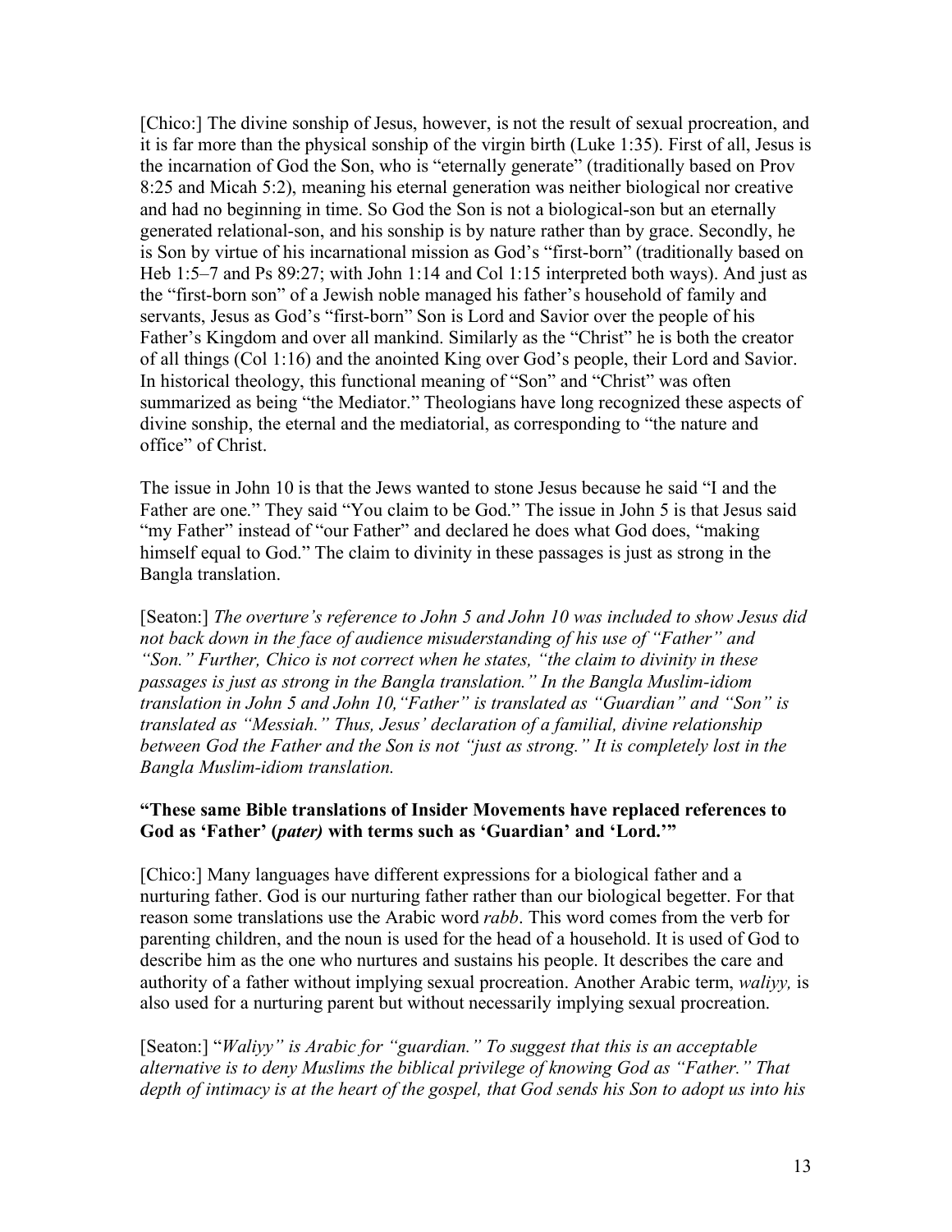[Chico:] The divine sonship of Jesus, however, is not the result of sexual procreation, and it is far more than the physical sonship of the virgin birth (Luke 1:35). First of all, Jesus is the incarnation of God the Son, who is "eternally generate" (traditionally based on Prov 8:25 and Micah 5:2), meaning his eternal generation was neither biological nor creative and had no beginning in time. So God the Son is not a biological-son but an eternally generated relational-son, and his sonship is by nature rather than by grace. Secondly, he is Son by virtue of his incarnational mission as God's "first-born" (traditionally based on Heb 1:5–7 and Ps 89:27; with John 1:14 and Col 1:15 interpreted both ways). And just as the "first-born son" of a Jewish noble managed his father's household of family and servants, Jesus as God's "first-born" Son is Lord and Savior over the people of his Father's Kingdom and over all mankind. Similarly as the "Christ" he is both the creator of all things (Col 1:16) and the anointed King over God's people, their Lord and Savior. In historical theology, this functional meaning of "Son" and "Christ" was often summarized as being "the Mediator." Theologians have long recognized these aspects of divine sonship, the eternal and the mediatorial, as corresponding to "the nature and office" of Christ.

The issue in John 10 is that the Jews wanted to stone Jesus because he said "I and the Father are one." They said "You claim to be God." The issue in John 5 is that Jesus said "my Father" instead of "our Father" and declared he does what God does, "making himself equal to God." The claim to divinity in these passages is just as strong in the Bangla translation.

[Seaton:] *The overture's reference to John 5 and John 10 was included to show Jesus did not back down in the face of audience misunderstanding of his use of "Father" and "Son." Further, Chico is not correct when he states, "the claim to divinity in these passages is just as strong in the Bangla translation." In the Bangla Muslim-idiom translation in John 5 and John 10, "Father" is translated as "Guardian" and "Son" is translated as "Messiah." Thus, Jesus' declaration of a familial, divine relationship between God the Father and the Son is not "just as strong." It is completely lost in the Bangla Muslim-idiom translation.*

**"These same Bible translations of Insider Movements have replaced references to God as 'Father' (*pater)* with terms such as 'Guardian' and 'Lord.'"**

[Chico:] Many languages have different expressions for a biological father and a nurturing father. God is our nurturing father rather than our biological begetter. For that reason some translations use the Arabic word *rabb*. This word comes from the verb for parenting children, and the noun is used for the head of a household. It is used of God to describe him as the one who nurtures and sustains his people. It describes the care and authority of a father without implying sexual procreation. Another Arabic term, *waliyy,* is also used for a nurturing parent but without necessarily implying sexual procreation.

[Seaton:] "*Waliyy" is Arabic for "guardian." To suggest that this is an acceptable alternative is to deny Muslims the biblical privilege of knowing God as "Father." That depth of intimacy is at the heart of the gospel, that God sends his Son to adopt us into his*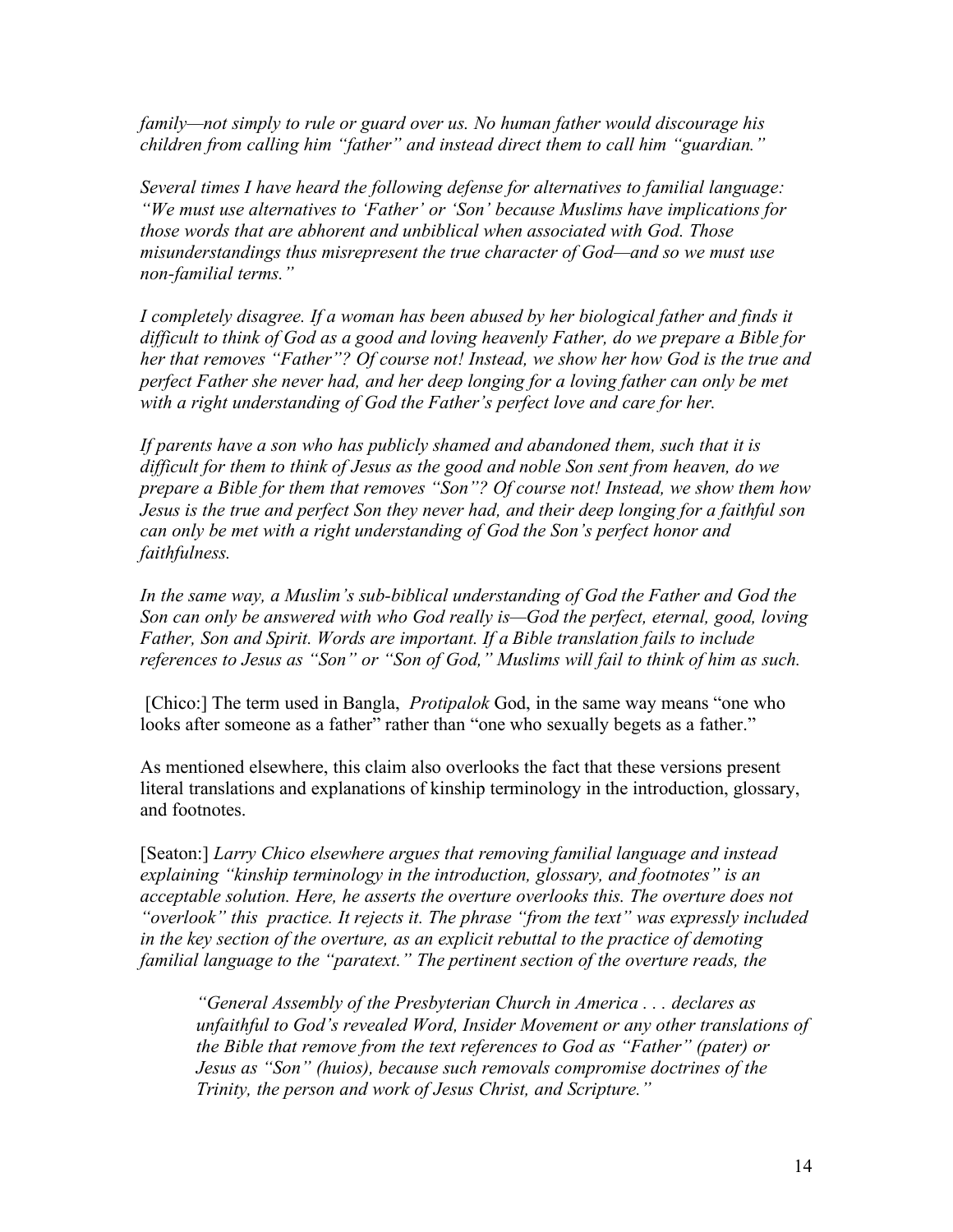*family—not simply to rule or guard over us. No human father would discourage his children from calling him "father" and instead direct them to call him "guardian."*

*Several times I have heard the following defense for alternatives to familial language: "We must use alternatives to 'Father' or 'Son' because Muslims have implications for those words that are abhorent and unbiblical when associated with God. Those misunderstandings thus misrepresent the true character of God—and so we must use non-familial terms."*

*I completely disagree. If a woman has been abused by her biological father and finds it difficult to think of God as a good and loving heavenly Father, do we prepare a Bible for her that removes "Father"? Of course not! Instead, we show her how God is the true and perfect Father she never had, and her deep longing for a loving father can only be met with a right understanding of God the Father's perfect love and care for her.*

*If parents have a son who has publicly shamed and abandoned them, such that it is difficult for them to think of Jesus as the good and noble Son sent from heaven, do we prepare a Bible for them that removes "Son"? Of course not! Instead, we show them how Jesus is the true and perfect Son they never had, and their deep longing for a faithful son can only be met with a right understanding of God the Son's perfect honor and faithfulness.*

*In the same way, a Muslim's sub-biblical understanding of God the Father and God the Son can only be answered with who God really is—God the perfect, eternal, good, loving Father, Son and Spirit. Words are important. If a Bible translation fails to include references to Jesus as "Son" or "Son of God," Muslims will fail to think of him as such.*

[Chico:] The term used in Bangla, *Protipalok* God, in the same way means "one who looks after someone as a father" rather than "one who sexually begets as a father."

As mentioned elsewhere, this claim also overlooks the fact that these versions present literal translations and explanations of kinship terminology in the introduction, glossary, and footnotes.

[Seaton:] *Larry Chico elsewhere argues that removing familial language and instead explaining "kinship terminology in the introduction, glossary, and footnotes" is an acceptable solution. Here, he asserts the overture overlooks this. The overture does not "overlook" this practice. It rejects it. The phrase "from the text" was expressly included in the key section of the overture, as an explicit rebuttal to the practice of demoting familial language to the "paratext." The pertinent section of the overture reads, the*

> *"General Assembly of the Presbyterian Church in America . . . declares as unfaithful to God's revealed Word, Insider Movement or any other translations of the Bible that remove from the text references to God as "Father" (pater) or Jesus as "Son" (huios), because such removals compromise doctrines of the Trinity, the person and work of Jesus Christ, and Scripture."*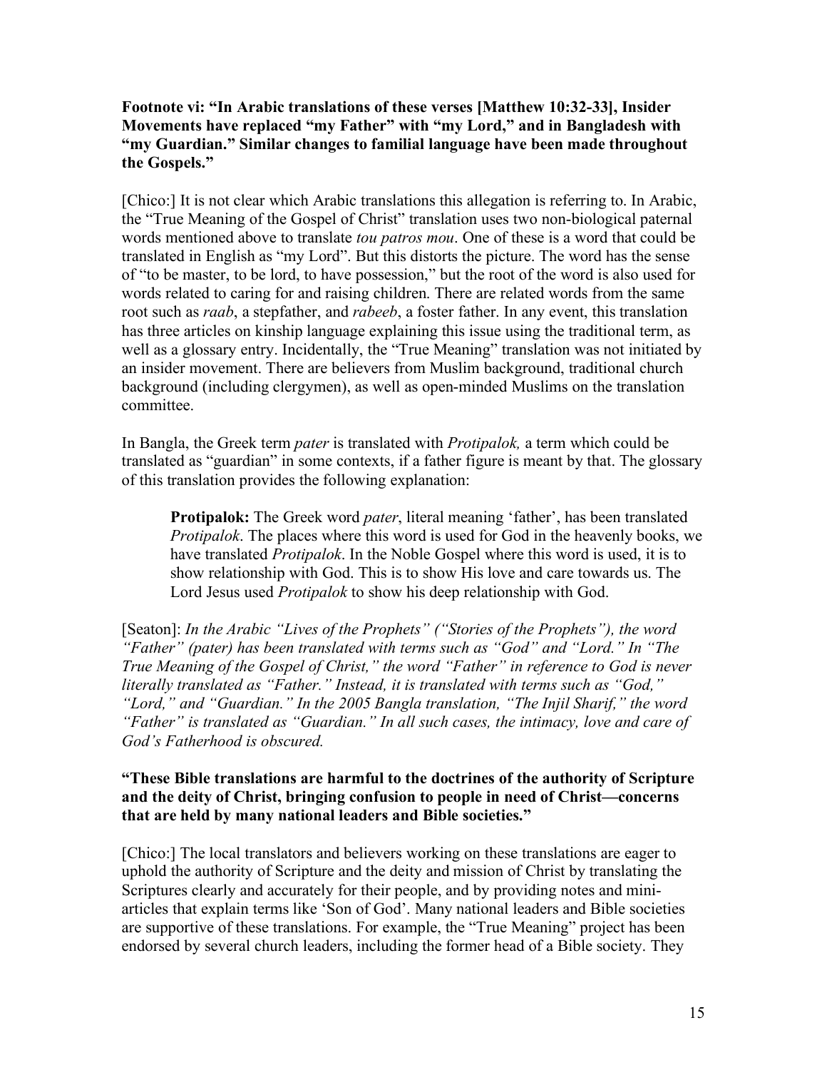**Footnote vi: "In Arabic translations of these verses [Matthew 10:32-33], Insider Movements have replaced "my Father" with "my Lord," and in Bangladesh with "my Guardian." Similar changes to familial language have been made throughout the Gospels."**

[Chico:] It is not clear which Arabic translations this allegation is referring to. In Arabic, the "True Meaning of the Gospel of Christ" translation uses two non-biological paternal words mentioned above to translate *tou patros mou*. One of these is a word that could be translated in English as "my Lord". But this distorts the picture. The word has the sense of "to be master, to be lord, to have possession," but the root of the word is also used for words related to caring for and raising children. There are related words from the same root such as *raab*, a stepfather, and *rabeeb*, a foster father. In any event, this translation has three articles on kinship language explaining this issue using the traditional term, as well as a glossary entry. Incidentally, the "True Meaning" translation was not initiated by an insider movement. There are believers from Muslim background, traditional church background (including clergymen), as well as open-minded Muslims on the translation committee.

In Bangla, the Greek term *pater* is translated with *Protipalok,* a term which could be translated as "guardian" in some contexts, if a father figure is meant by that. The glossary of this translation provides the following explanation:

> **Protipalok:** The Greek word *pater*, literal meaning 'father', has been translated *Protipalok*. The places where this word is used for God in the heavenly books, we have translated *Protipalok*. In the Noble Gospel where this word is used, it is to show relationship with God. This is to show His love and care towards us. The Lord Jesus used *Protipalok* to show his deep relationship with God.

[Seaton]: *In the Arabic "Lives of the Prophets" ("Stories of the Prophets"), the word "Father" (pater) has been translated with terms such as "God" and "Lord." In "The True Meaning of the Gospel of Christ," the word "Father" in reference to God is never literally translated as "Father." Instead, it is translated with terms such as "God," "Lord," and "Guardian." In the 2005 Bangla translation, "The Injil Sharif," the word "Father" is translated as "Guardian." In all such cases, the intimacy, love and care of God's Fatherhood is obscured.*

**"These Bible translations are harmful to the doctrines of the authority of Scripture and the deity of Christ, bringing confusion to people in need of Christ—concerns that are held by many national leaders and Bible societies."**

[Chico:] The local translators and believers working on these translations are eager to uphold the authority of Scripture and the deity and mission of Christ by translating the Scriptures clearly and accurately for their people, and by providing notes and mini-articles that explain terms like 'Son of God'. Many national leaders and Bible societies are supportive of these translations. For example, the "True Meaning" project has been endorsed by several church leaders, including the former head of a Bible society. They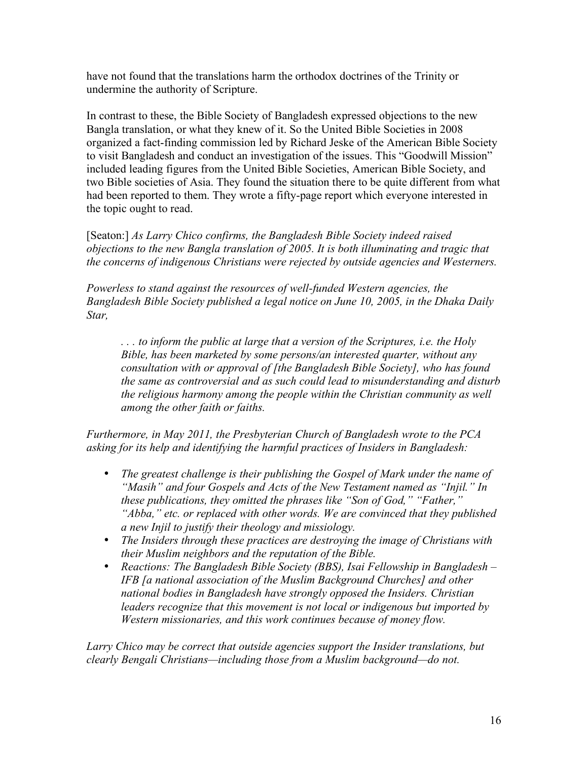have not found that the translations harm the orthodox doctrines of the Trinity or undermine the authority of Scripture.

In contrast to these, the Bible Society of Bangladesh expressed objections to the new Bangla translation, or what they knew of it. So the United Bible Societies in 2008 organized a fact-finding commission led by Richard Jeske of the American Bible Society to visit Bangladesh and conduct an investigation of the issues. This "Goodwill Mission" included leading figures from the United Bible Societies, American Bible Society, and two Bible societies of Asia. They found the situation there to be quite different from what had been reported to them. They wrote a fifty-page report which everyone interested in the topic ought to read.

[Seaton:] *As Larry Chico confirms, the Bangladesh Bible Society indeed raised objections to the new Bangla translation of 2005. It is both illuminating and tragic that the concerns of indigenous Christians were rejected by outside agencies and Westerners.*

*Powerless to stand against the resources of well-funded Western agencies, the Bangladesh Bible Society published a legal notice on June 10, 2005, in the Dhaka Daily Star,*

> *. . . to inform the public at large that a version of the Scriptures, i.e. the Holy Bible, has been marketed by some persons/an interested quarter, without any consultation with or approval of [the Bangladesh Bible Society], who has found the same as controversial and as such could lead to misunderstanding and disturb the religious harmony among the people within the Christian community as well among the other faith or faiths.*

*Furthermore, in May 2011, the Presbyterian Church of Bangladesh wrote to the PCA asking for its help and identifying the harmful practices of Insiders in Bangladesh:*

- *The greatest challenge is their publishing the Gospel of Mark under the name of "Masih" and four Gospels and Acts of the New Testament named as "Injil." In these publications, they omitted the phrases like "Son of God," "Father," "Abba," etc. or replaced with other words. We are convinced that they published a new Injil to justify their theology and missiology.*
- *The Insiders through these practices are destroying the image of Christians with their Muslim neighbors and the reputation of the Bible.*
- *Reactions: The Bangladesh Bible Society (BBS), Isai Fellowship in Bangladesh – IFB [a national association of the Muslim Background Churches] and other national bodies in Bangladesh have strongly opposed the Insiders. Christian leaders recognize that this movement is not local or indigenous but imported by Western missionaries, and this work continues because of money flow.*

*Larry Chico may be correct that outside agencies support the Insider translations, but clearly Bengali Christians—including those from a Muslim background—do not.*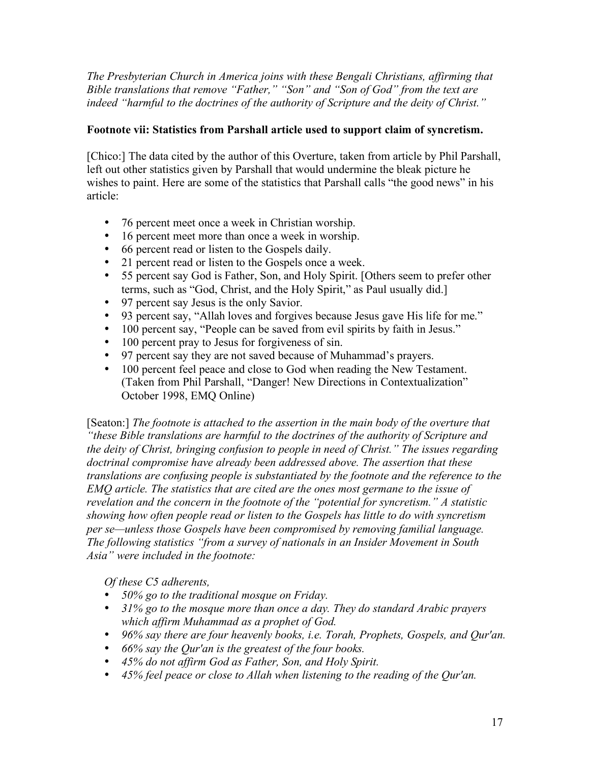*The Presbyterian Church in America joins with these Bengali Christians, affirming that Bible translations that remove "Father," "Son" and "Son of God" from the text are indeed "harmful to the doctrines of the authority of Scripture and the deity of Christ."*

**Footnote vii: Statistics from Parshall article used to support claim of syncretism.**

[Chico:] The data cited by the author of this Overture, taken from article by Phil Parshall, left out other statistics given by Parshall that would undermine the bleak picture he wishes to paint. Here are some of the statistics that Parshall calls "the good news" in his article:

- 76 percent meet once a week in Christian worship.
- 16 percent meet more than once a week in worship.
- 66 percent read or listen to the Gospels daily.
- 21 percent read or listen to the Gospels once a week.
- 55 percent say God is Father, Son, and Holy Spirit. [Others seem to prefer other terms, such as "God, Christ, and the Holy Spirit," as Paul usually did.]
- 97 percent say Jesus is the only Savior.
- 93 percent say, "Allah loves and forgives because Jesus gave His life for me."
- 100 percent say, "People can be saved from evil spirits by faith in Jesus."
- 100 percent pray to Jesus for forgiveness of sin.
- 97 percent say they are not saved because of Muhammad's prayers.
- 100 percent feel peace and close to God when reading the New Testament. (Taken from Phil Parshall, "Danger! New Directions in Contextualization" October 1998, EMQ Online)

[Seaton:] *The footnote is attached to the assertion in the main body of the overture that "these Bible translations are harmful to the doctrines of the authority of Scripture and the deity of Christ, bringing confusion to people in need of Christ." The issues regarding doctrinal compromise have already been addressed above. The assertion that these translations are confusing people is substantiated by the footnote and the reference to the EMQ article. The statistics that are cited are the ones most germane to the issue of revelation and the concern in the footnote of the "potential for syncretism." A statistic showing how often people read or listen to the Gospels has little to do with syncretism per se—unless those Gospels have been compromised by removing familial language. The following statistics "from a survey of nationals in an Insider Movement in South Asia" were included in the footnote:*

*Of these C5 adherents,*

- *50% go to the traditional mosque on Friday.*
- *31% go to the mosque more than once a day. They do standard Arabic prayers which affirm Muhammad as a prophet of God.*
- *96% say there are four heavenly books, i.e. Torah, Prophets, Gospels, and Qur'an.*
- *66% say the Qur'an is the greatest of the four books.*
- *45% do not affirm God as Father, Son, and Holy Spirit.*
- *45% feel peace or close to Allah when listening to the reading of the Qur'an.*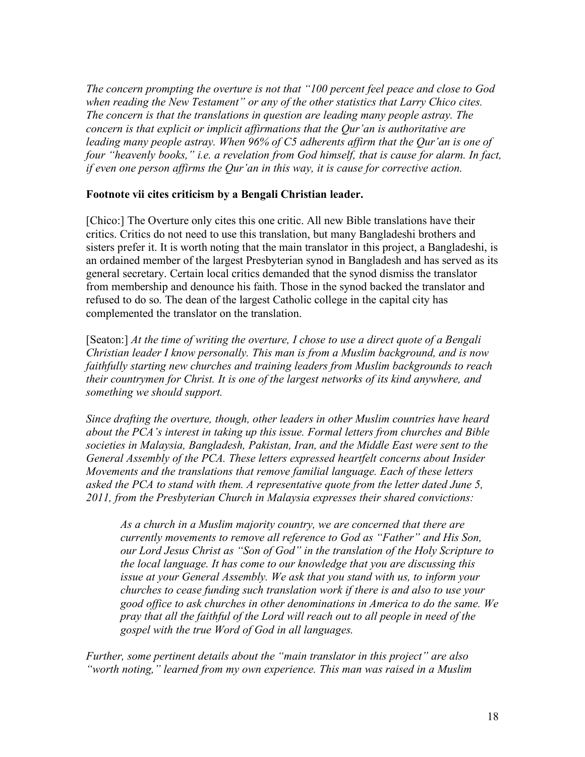*The concern prompting the overture is not that "100 percent feel peace and close to God when reading the New Testament" or any of the other statistics that Larry Chico cites. The concern is that the translations in question are leading many people astray. The concern is that explicit or implicit affirmations that the Qur'an is authoritative are leading many people astray. When 96% of C5 adherents affirm that the Qur'an is one of four "heavenly books," i.e. a revelation from God himself, that is cause for alarm. In fact, if even one person affirms the Qur'an in this way, it is cause for corrective action.*

**Footnote vii cites criticism by a Bengali Christian leader.**

[Chico:] The Overture only cites this one critic. All new Bible translations have their critics. Critics do not need to use this translation, but many Bangladeshi brothers and sisters prefer it. It is worth noting that the main translator in this project, a Bangladeshi, is an ordained member of the largest Presbyterian synod in Bangladesh and has served as its general secretary. Certain local critics demanded that the synod dismiss the translator from membership and denounce his faith. Those in the synod backed the translator and refused to do so. The dean of the largest Catholic college in the capital city has complemented the translator on the translation.

[Seaton:] *At the time of writing the overture, I chose to use a direct quote of a Bengali Christian leader I know personally. This man is from a Muslim background, and is now faithfully starting new churches and training leaders from Muslim backgrounds to reach their countrymen for Christ. It is one of the largest networks of its kind anywhere, and something we should support.*

*Since drafting the overture, though, other leaders in other Muslim countries have heard about the PCA's interest in taking up this issue. Formal letters from churches and Bible societies in Malaysia, Bangladesh, Pakistan, Iran, and the Middle East were sent to the General Assembly of the PCA. These letters expressed heartfelt concerns about Insider Movements and the translations that remove familial language. Each of these letters asked the PCA to stand with them. A representative quote from the letter dated June 5, 2011, from the Presbyterian Church in Malaysia expresses their shared convictions:*

> *As a church in a Muslim majority country, we are concerned that there are currently movements to remove all reference to God as "Father" and His Son, our Lord Jesus Christ as "Son of God" in the translation of the Holy Scripture to the local language. It has come to our knowledge that you are discussing this issue at your General Assembly. We ask that you stand with us, to inform your churches to cease funding such translation work if there is and also to use your good office to ask churches in other denominations in America to do the same. We pray that all the faithful of the Lord will reach out to all people in need of the gospel with the true Word of God in all languages.*

*Further, some pertinent details about the "main translator in this project" are also "worth noting," learned from my own experience. This man was raised in a Muslim*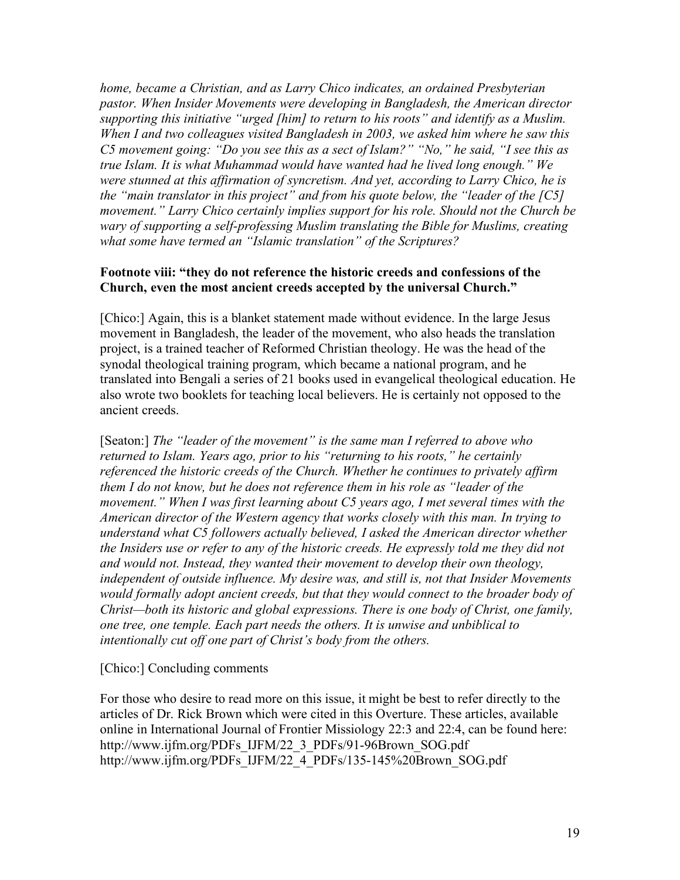*home, became a Christian, and as Larry Chico indicates, an ordained Presbyterian pastor. When Insider Movements were developing in Bangladesh, the American director supporting this initiative "urged [him] to return to his roots" and identify as a Muslim. When I and two colleagues visited Bangladesh in 2003, we asked him where he saw this C5 movement going: "Do you see this as a sect of Islam?" "No," he said, "I see this as true Islam. It is what Muhammad would have wanted had he lived long enough." We were stunned at this affirmation of syncretism. And yet, according to Larry Chico, he is the "main translator in this project" and from his quote below, the "leader of the [C5] movement." Larry Chico certainly implies support for his role. Should not the Church be wary of supporting a self-professing Muslim translating the Bible for Muslims, creating what some have termed an "Islamic translation" of the Scriptures?*

**Footnote viii: "they do not reference the historic creeds and confessions of the Church, even the most ancient creeds accepted by the universal Church."**

[Chico:] Again, this is a blanket statement made without evidence. In the large Jesus movement in Bangladesh, the leader of the movement, who also heads the translation project, is a trained teacher of Reformed Christian theology. He was the head of the synodal theological training program, which became a national program, and he translated into Bengali a series of 21 books used in evangelical theological education. He also wrote two booklets for teaching local believers. He is certainly not opposed to the ancient creeds.

[Seaton:] *The "leader of the movement" is the same man I referred to above who returned to Islam. Years ago, prior to his "returning to his roots," he certainly referenced the historic creeds of the Church. Whether he continues to privately affirm them I do not know, but he does not reference them in his role as "leader of the movement." When I was first learning about C5 years ago, I met several times with the American director of the Western agency that works closely with this man. In trying to understand what C5 followers actually believed, I asked the American director whether the Insiders use or refer to any of the historic creeds. He expressly told me they did not and would not. Instead, they wanted their movement to develop their own theology, independent of outside influence. My desire was, and still is, not that Insider Movements would formally adopt ancient creeds, but that they would connect to the broader body of Christ—both its historic and global expressions. There is one body of Christ, one family, one tree, one temple. Each part needs the others. It is unwise and unbiblical to intentionally cut off one part of Christ's body from the others.*

[Chico:] Concluding comments

For those who desire to read more on this issue, it might be best to refer directly to the articles of Dr. Rick Brown which were cited in this Overture. These articles, available online in International Journal of Frontier Missiology 22:3 and 22:4, can be found here:
http://www.ijfm.org/PDFs_IJFM/22_3_PDFs/91-96Brown_SOG.pdf
http://www.ijfm.org/PDFs_IJFM/22_4_PDFs/135-145%20Brown_SOG.pdf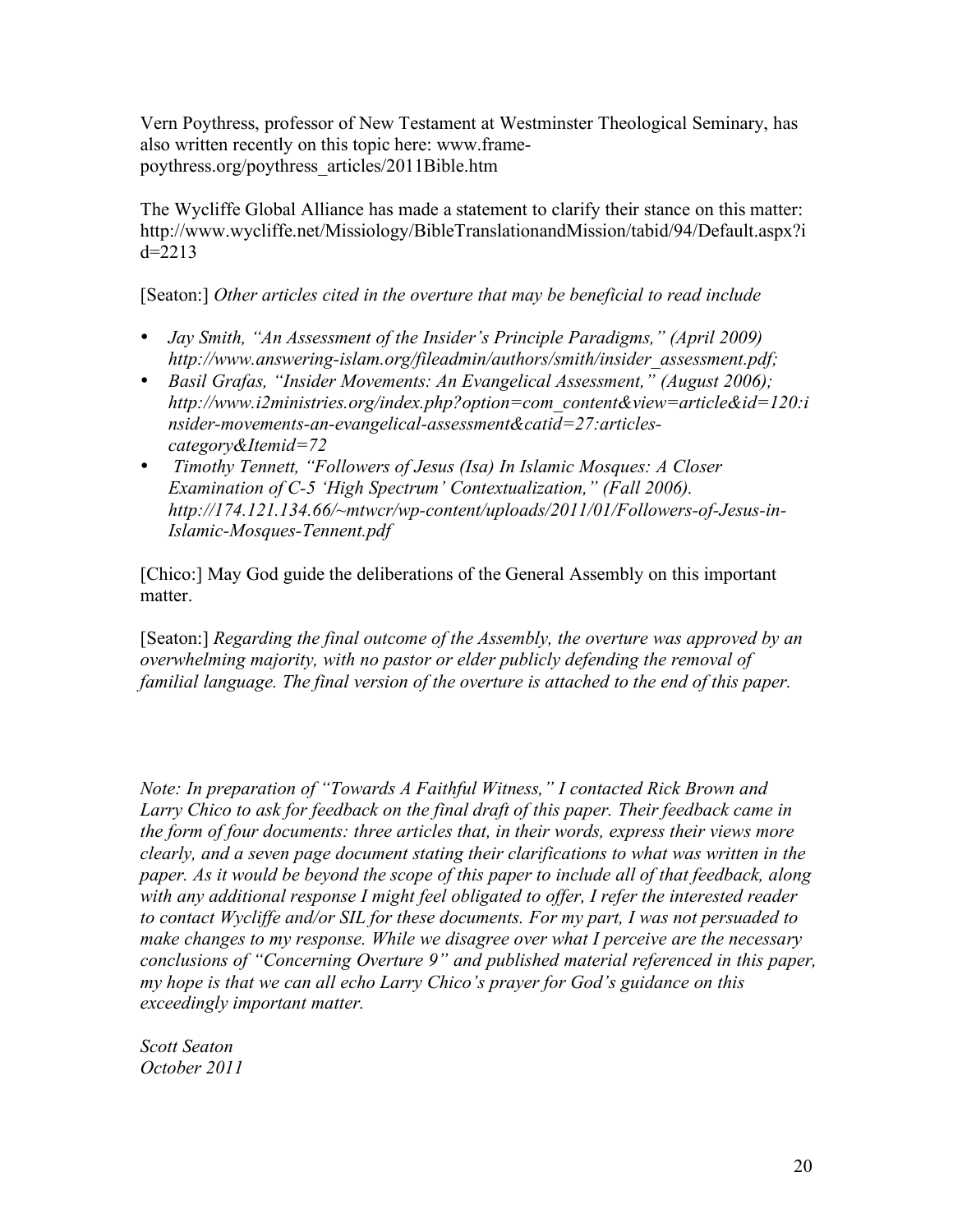Vern Poythress, professor of New Testament at Westminster Theological Seminary, has also written recently on this topic here: www.frame-poythress.org/poythress_articles/2011Bible.htm

The Wycliffe Global Alliance has made a statement to clarify their stance on this matter: http://www.wycliffe.net/Missiology/BibleTranslationandMission/tabid/94/Default.aspx?id=2213

[Seaton:] *Other articles cited in the overture that may be beneficial to read include*

- *Jay Smith, "An Assessment of the Insider's Principle Paradigms," (April 2009) http://www.answering-islam.org/fileadmin/authors/smith/insider_assessment.pdf;*
- *Basil Grafas, "Insider Movements: An Evangelical Assessment," (August 2006); http://www.i2ministries.org/index.php?option=com_content&view=article&id=120:insider-movements-an-evangelical-assessment&catid=27:articles-category&Itemid=72*
- *Timothy Tennett, "Followers of Jesus (Isa) In Islamic Mosques: A Closer Examination of C-5 'High Spectrum' Contextualization," (Fall 2006). http://174.121.134.66/~mtwcr/wp-content/uploads/2011/01/Followers-of-Jesus-in-Islamic-Mosques-Tennent.pdf*

[Chico:] May God guide the deliberations of the General Assembly on this important matter.

[Seaton:] *Regarding the final outcome of the Assembly, the overture was approved by an overwhelming majority, with no pastor or elder publicly defending the removal of familial language. The final version of the overture is attached to the end of this paper.*

*Note: In preparation of "Towards A Faithful Witness," I contacted Rick Brown and Larry Chico to ask for feedback on the final draft of this paper. Their feedback came in the form of four documents: three articles that, in their words, express their views more clearly, and a seven page document stating their clarifications to what was written in the paper. As it would be beyond the scope of this paper to include all of that feedback, along with any additional response I might feel obligated to offer, I refer the interested reader to contact Wycliffe and/or SIL for these documents. For my part, I was not persuaded to make changes to my response. While we disagree over what I perceive are the necessary conclusions of "Concerning Overture 9" and published material referenced in this paper, my hope is that we can all echo Larry Chico's prayer for God's guidance on this exceedingly important matter.*

*Scott Seaton*
*October 2011*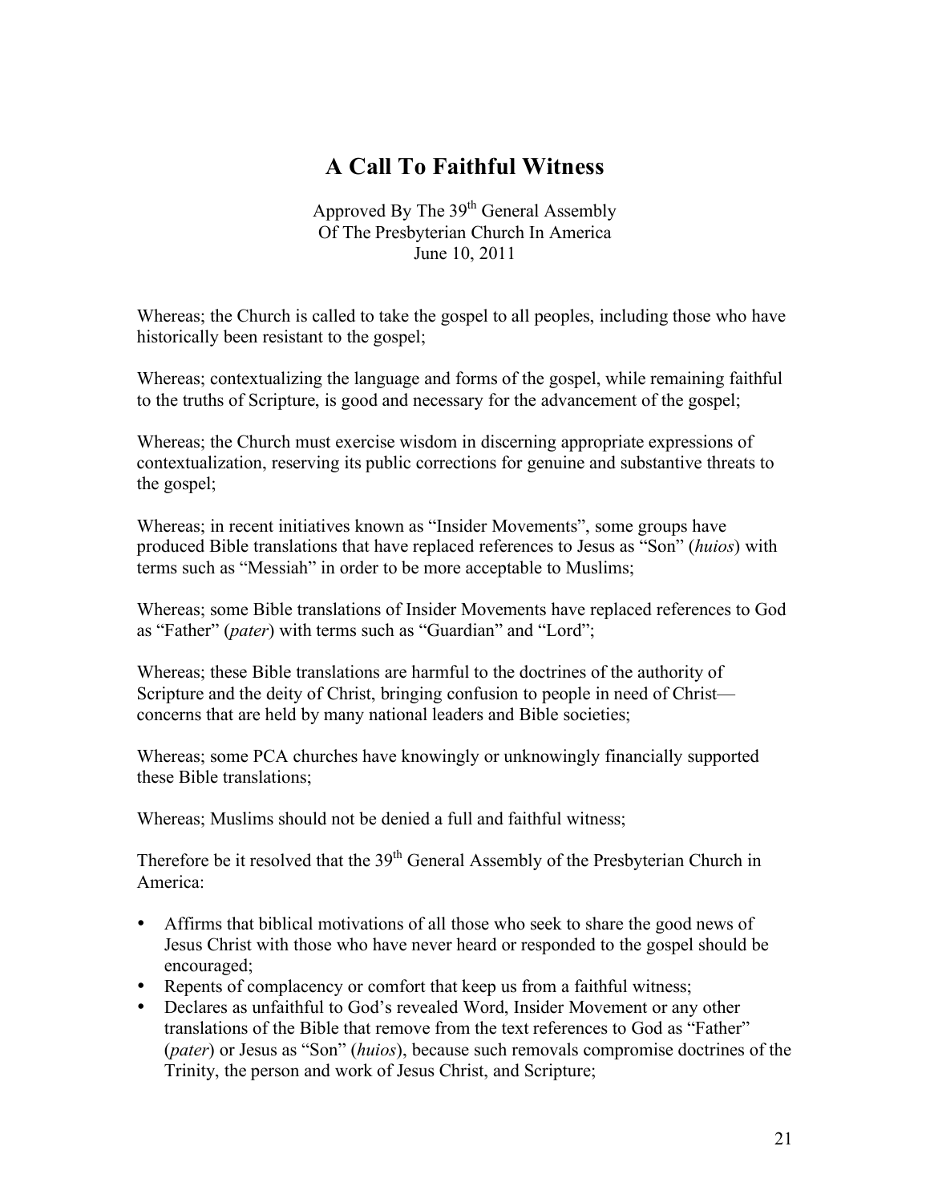# A Call To Faithful Witness

Approved By The 39th General Assembly
Of The Presbyterian Church In America
June 10, 2011

Whereas; the Church is called to take the gospel to all peoples, including those who have historically been resistant to the gospel;

Whereas; contextualizing the language and forms of the gospel, while remaining faithful to the truths of Scripture, is good and necessary for the advancement of the gospel;

Whereas; the Church must exercise wisdom in discerning appropriate expressions of contextualization, reserving its public corrections for genuine and substantive threats to the gospel;

Whereas; in recent initiatives known as "Insider Movements", some groups have produced Bible translations that have replaced references to Jesus as "Son" (*huios*) with terms such as "Messiah" in order to be more acceptable to Muslims;

Whereas; some Bible translations of Insider Movements have replaced references to God as "Father" (*pater*) with terms such as "Guardian" and "Lord";

Whereas; these Bible translations are harmful to the doctrines of the authority of Scripture and the deity of Christ, bringing confusion to people in need of Christ—concerns that are held by many national leaders and Bible societies;

Whereas; some PCA churches have knowingly or unknowingly financially supported these Bible translations;

Whereas; Muslims should not be denied a full and faithful witness;

Therefore be it resolved that the 39th General Assembly of the Presbyterian Church in America:

- Affirms that biblical motivations of all those who seek to share the good news of Jesus Christ with those who have never heard or responded to the gospel should be encouraged;
- Repents of complacency or comfort that keep us from a faithful witness;
- Declares as unfaithful to God's revealed Word, Insider Movement or any other translations of the Bible that remove from the text references to God as "Father" (*pater*) or Jesus as "Son" (*huios*), because such removals compromise doctrines of the Trinity, the person and work of Jesus Christ, and Scripture;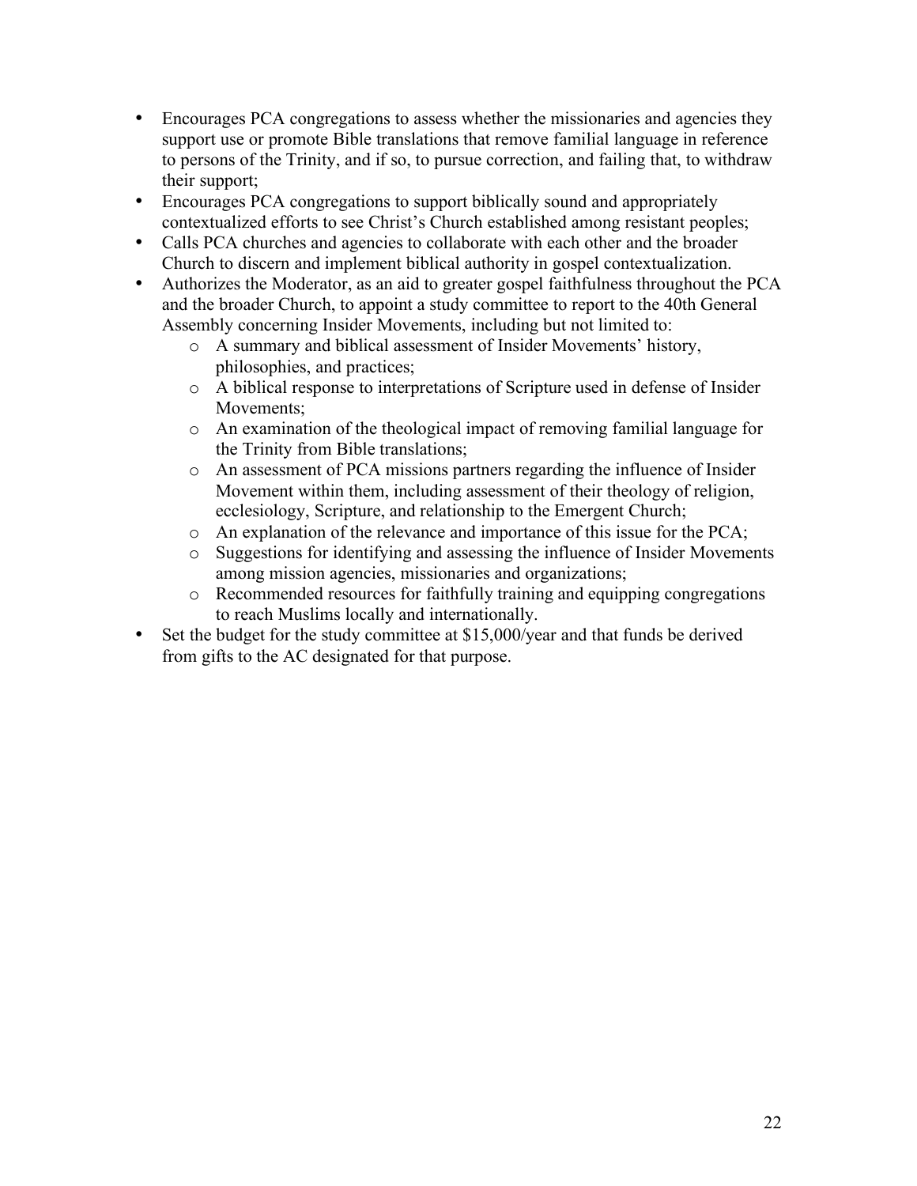- Encourages PCA congregations to assess whether the missionaries and agencies they support use or promote Bible translations that remove familial language in reference to persons of the Trinity, and if so, to pursue correction, and failing that, to withdraw their support;
- Encourages PCA congregations to support biblically sound and appropriately contextualized efforts to see Christ's Church established among resistant peoples;
- Calls PCA churches and agencies to collaborate with each other and the broader Church to discern and implement biblical authority in gospel contextualization.
- Authorizes the Moderator, as an aid to greater gospel faithfulness throughout the PCA and the broader Church, to appoint a study committee to report to the 40th General Assembly concerning Insider Movements, including but not limited to:
  - A summary and biblical assessment of Insider Movements' history, philosophies, and practices;
  - A biblical response to interpretations of Scripture used in defense of Insider Movements;
  - An examination of the theological impact of removing familial language for the Trinity from Bible translations;
  - An assessment of PCA missions partners regarding the influence of Insider Movement within them, including assessment of their theology of religion, ecclesiology, Scripture, and relationship to the Emergent Church;
  - An explanation of the relevance and importance of this issue for the PCA;
  - Suggestions for identifying and assessing the influence of Insider Movements among mission agencies, missionaries and organizations;
  - Recommended resources for faithfully training and equipping congregations to reach Muslims locally and internationally.
- Set the budget for the study committee at $15,000/year and that funds be derived from gifts to the AC designated for that purpose.